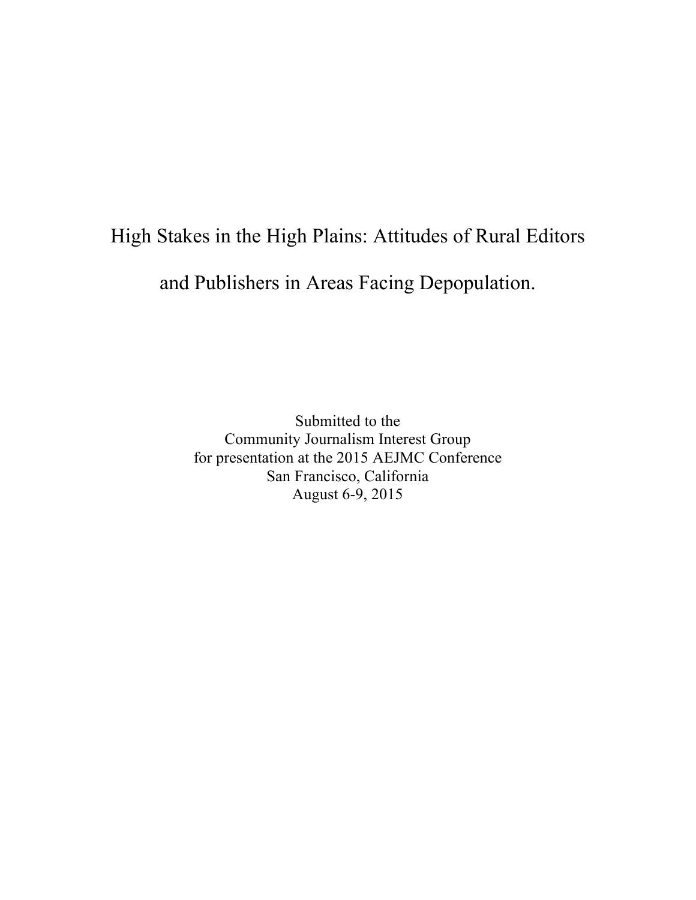# High Stakes in the High Plains: Attitudes of Rural Editors and Publishers in Areas Facing Depopulation.

Submitted to the
Community Journalism Interest Group
for presentation at the 2015 AEJMC Conference
San Francisco, California
August 6-9, 2015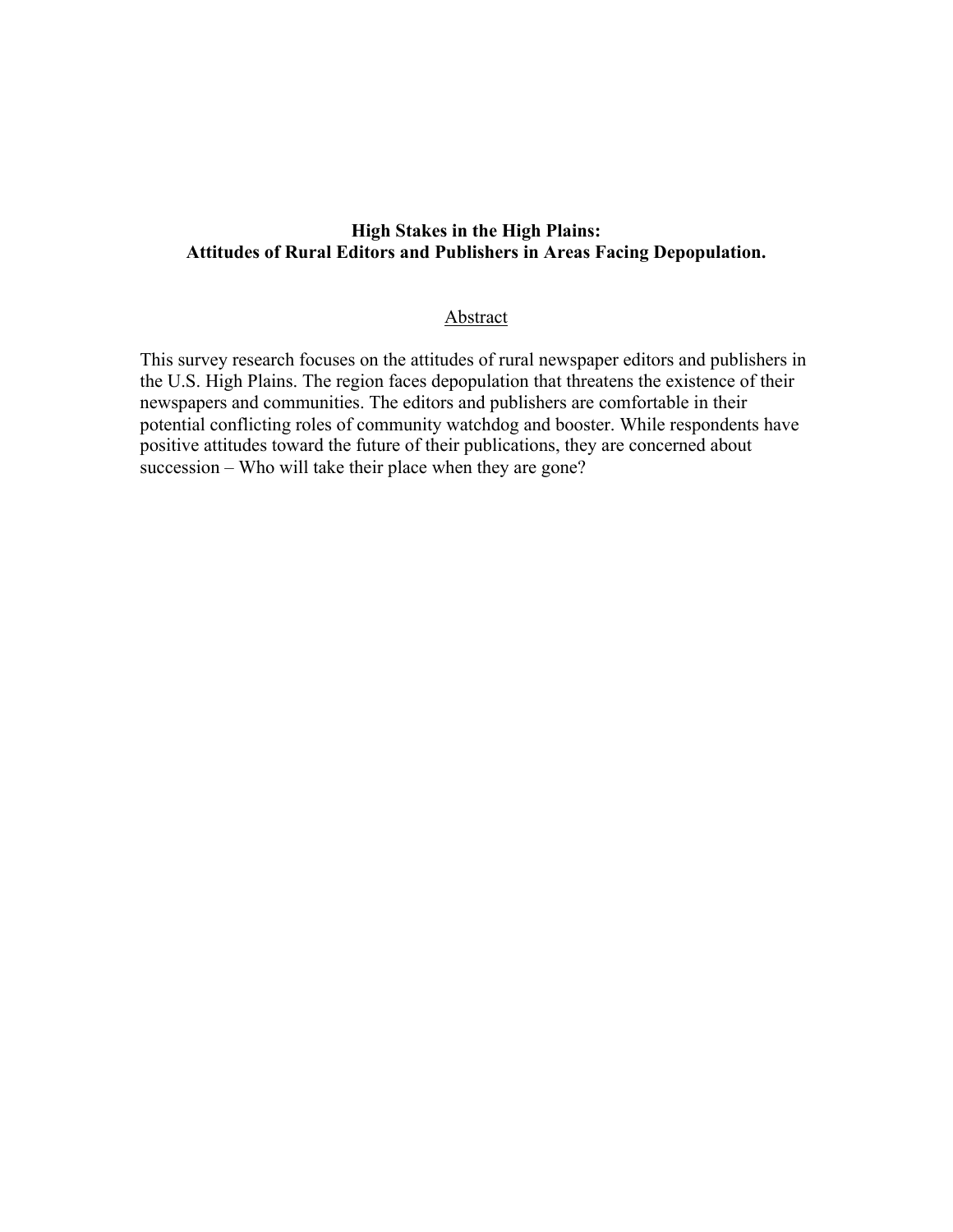**High Stakes in the High Plains:**
**Attitudes of Rural Editors and Publishers in Areas Facing Depopulation.**

## Abstract

This survey research focuses on the attitudes of rural newspaper editors and publishers in the U.S. High Plains. The region faces depopulation that threatens the existence of their newspapers and communities. The editors and publishers are comfortable in their potential conflicting roles of community watchdog and booster. While respondents have positive attitudes toward the future of their publications, they are concerned about succession – Who will take their place when they are gone?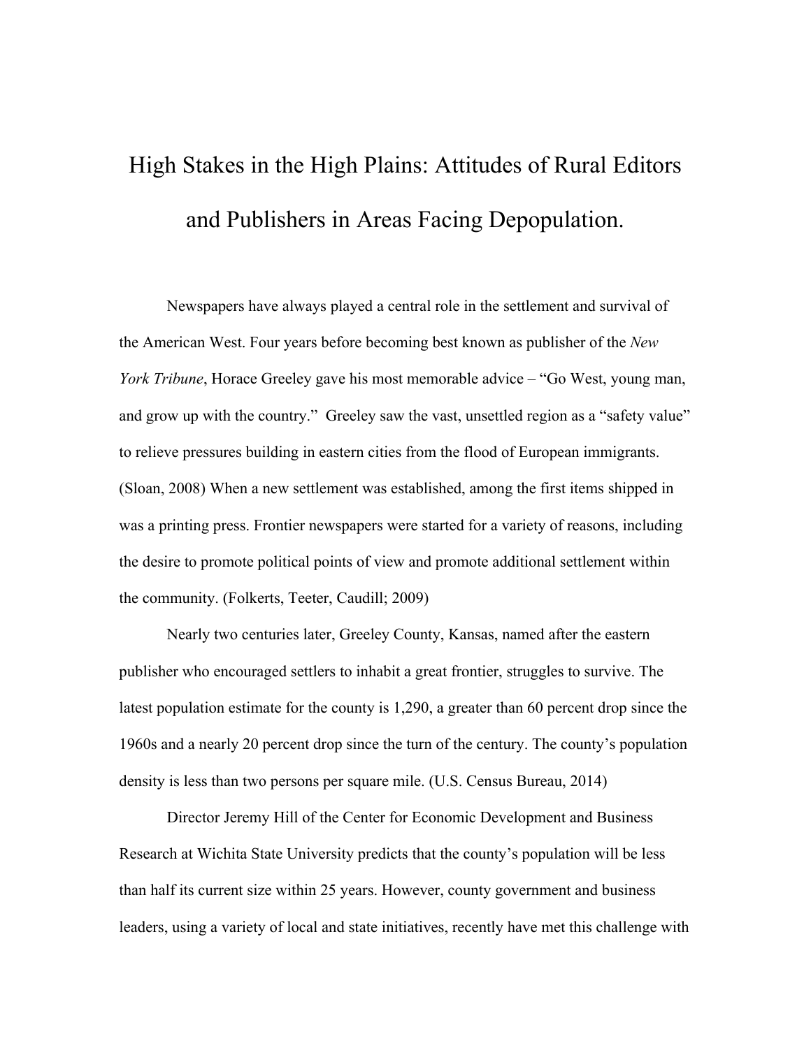# High Stakes in the High Plains: Attitudes of Rural Editors and Publishers in Areas Facing Depopulation.

Newspapers have always played a central role in the settlement and survival of the American West. Four years before becoming best known as publisher of the *New York Tribune*, Horace Greeley gave his most memorable advice – "Go West, young man, and grow up with the country." Greeley saw the vast, unsettled region as a "safety value" to relieve pressures building in eastern cities from the flood of European immigrants. (Sloan, 2008) When a new settlement was established, among the first items shipped in was a printing press. Frontier newspapers were started for a variety of reasons, including the desire to promote political points of view and promote additional settlement within the community. (Folkerts, Teeter, Caudill; 2009)

Nearly two centuries later, Greeley County, Kansas, named after the eastern publisher who encouraged settlers to inhabit a great frontier, struggles to survive. The latest population estimate for the county is 1,290, a greater than 60 percent drop since the 1960s and a nearly 20 percent drop since the turn of the century. The county's population density is less than two persons per square mile. (U.S. Census Bureau, 2014)

Director Jeremy Hill of the Center for Economic Development and Business Research at Wichita State University predicts that the county's population will be less than half its current size within 25 years. However, county government and business leaders, using a variety of local and state initiatives, recently have met this challenge with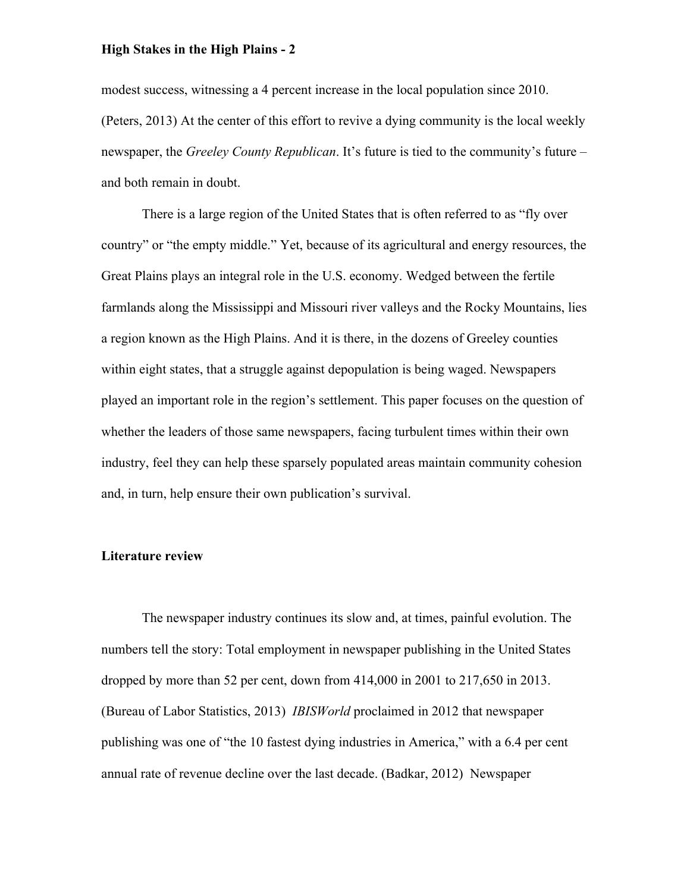modest success, witnessing a 4 percent increase in the local population since 2010. (Peters, 2013) At the center of this effort to revive a dying community is the local weekly newspaper, the *Greeley County Republican*. It's future is tied to the community's future – and both remain in doubt.

There is a large region of the United States that is often referred to as "fly over country" or "the empty middle." Yet, because of its agricultural and energy resources, the Great Plains plays an integral role in the U.S. economy. Wedged between the fertile farmlands along the Mississippi and Missouri river valleys and the Rocky Mountains, lies a region known as the High Plains. And it is there, in the dozens of Greeley counties within eight states, that a struggle against depopulation is being waged. Newspapers played an important role in the region's settlement. This paper focuses on the question of whether the leaders of those same newspapers, facing turbulent times within their own industry, feel they can help these sparsely populated areas maintain community cohesion and, in turn, help ensure their own publication's survival.

## Literature review

The newspaper industry continues its slow and, at times, painful evolution. The numbers tell the story: Total employment in newspaper publishing in the United States dropped by more than 52 per cent, down from 414,000 in 2001 to 217,650 in 2013. (Bureau of Labor Statistics, 2013) *IBISWorld* proclaimed in 2012 that newspaper publishing was one of "the 10 fastest dying industries in America," with a 6.4 per cent annual rate of revenue decline over the last decade. (Badkar, 2012) Newspaper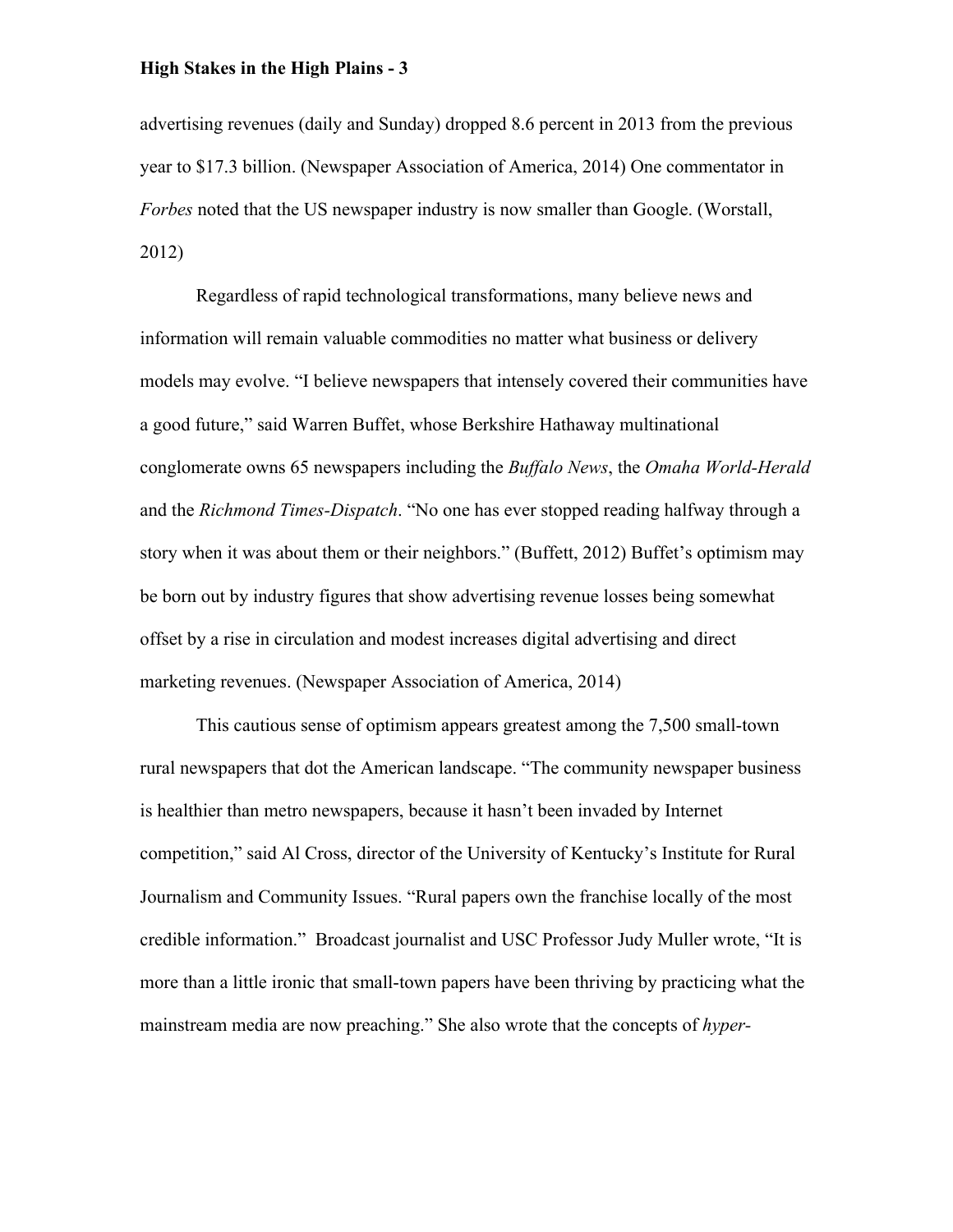advertising revenues (daily and Sunday) dropped 8.6 percent in 2013 from the previous year to $17.3 billion. (Newspaper Association of America, 2014) One commentator in *Forbes* noted that the US newspaper industry is now smaller than Google. (Worstall, 2012)

Regardless of rapid technological transformations, many believe news and information will remain valuable commodities no matter what business or delivery models may evolve. "I believe newspapers that intensely covered their communities have a good future," said Warren Buffet, whose Berkshire Hathaway multinational conglomerate owns 65 newspapers including the *Buffalo News*, the *Omaha World-Herald* and the *Richmond Times-Dispatch*. "No one has ever stopped reading halfway through a story when it was about them or their neighbors." (Buffett, 2012) Buffet's optimism may be born out by industry figures that show advertising revenue losses being somewhat offset by a rise in circulation and modest increases digital advertising and direct marketing revenues. (Newspaper Association of America, 2014)

This cautious sense of optimism appears greatest among the 7,500 small-town rural newspapers that dot the American landscape. "The community newspaper business is healthier than metro newspapers, because it hasn't been invaded by Internet competition," said Al Cross, director of the University of Kentucky's Institute for Rural Journalism and Community Issues. "Rural papers own the franchise locally of the most credible information." Broadcast journalist and USC Professor Judy Muller wrote, "It is more than a little ironic that small-town papers have been thriving by practicing what the mainstream media are now preaching." She also wrote that the concepts of *hyper-*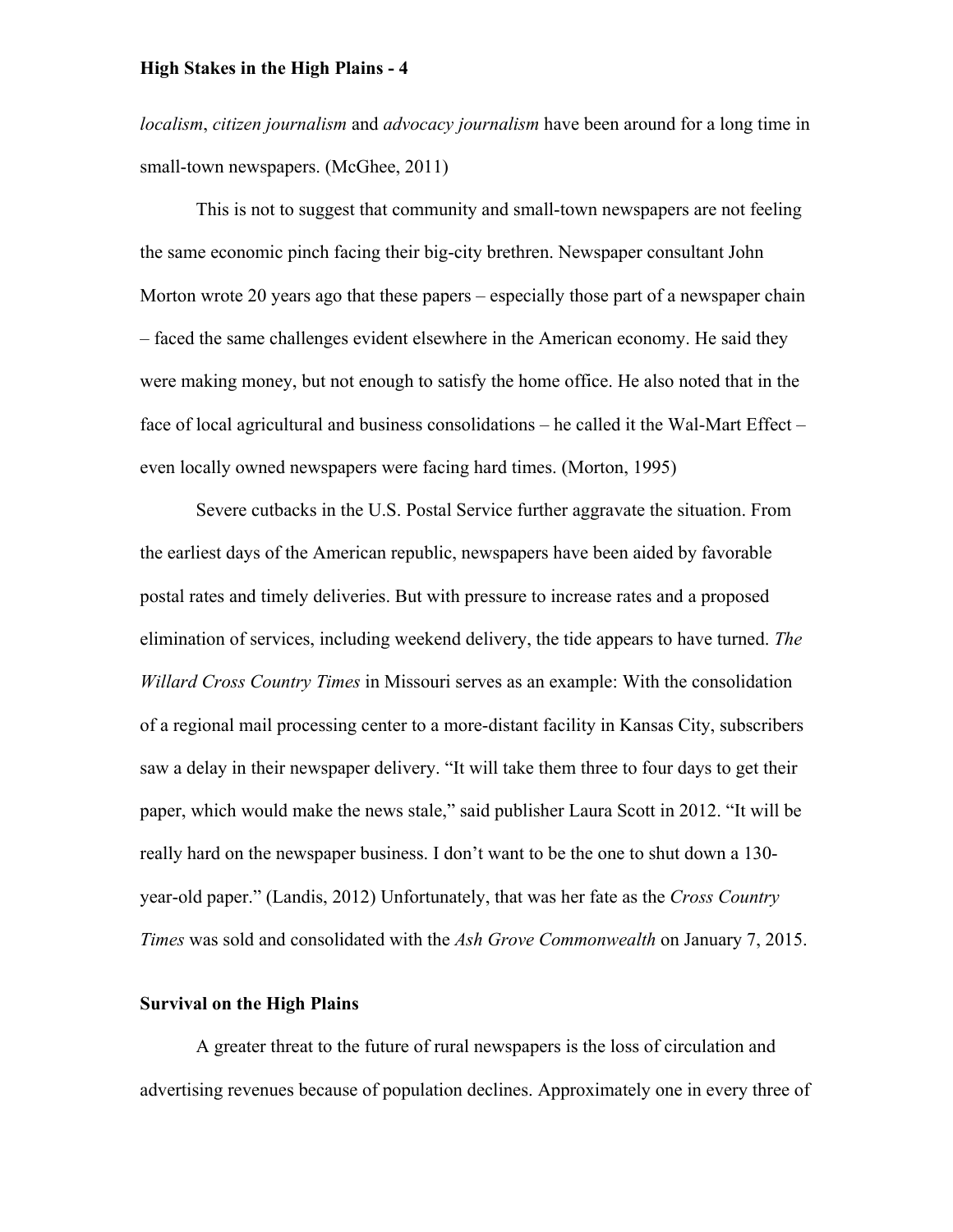*localism*, *citizen journalism* and *advocacy journalism* have been around for a long time in small-town newspapers. (McGhee, 2011)

This is not to suggest that community and small-town newspapers are not feeling the same economic pinch facing their big-city brethren. Newspaper consultant John Morton wrote 20 years ago that these papers – especially those part of a newspaper chain – faced the same challenges evident elsewhere in the American economy. He said they were making money, but not enough to satisfy the home office. He also noted that in the face of local agricultural and business consolidations – he called it the Wal-Mart Effect – even locally owned newspapers were facing hard times. (Morton, 1995)

Severe cutbacks in the U.S. Postal Service further aggravate the situation. From the earliest days of the American republic, newspapers have been aided by favorable postal rates and timely deliveries. But with pressure to increase rates and a proposed elimination of services, including weekend delivery, the tide appears to have turned. *The Willard Cross Country Times* in Missouri serves as an example: With the consolidation of a regional mail processing center to a more-distant facility in Kansas City, subscribers saw a delay in their newspaper delivery. "It will take them three to four days to get their paper, which would make the news stale," said publisher Laura Scott in 2012. "It will be really hard on the newspaper business. I don't want to be the one to shut down a 130-year-old paper." (Landis, 2012) Unfortunately, that was her fate as the *Cross Country Times* was sold and consolidated with the *Ash Grove Commonwealth* on January 7, 2015.

## Survival on the High Plains

A greater threat to the future of rural newspapers is the loss of circulation and advertising revenues because of population declines. Approximately one in every three of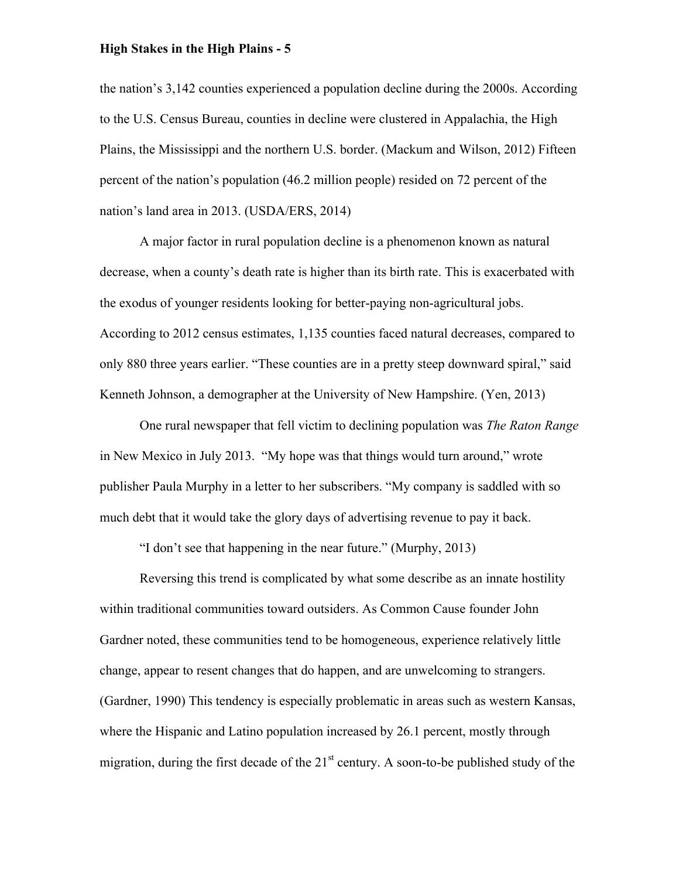the nation's 3,142 counties experienced a population decline during the 2000s. According to the U.S. Census Bureau, counties in decline were clustered in Appalachia, the High Plains, the Mississippi and the northern U.S. border. (Mackum and Wilson, 2012) Fifteen percent of the nation's population (46.2 million people) resided on 72 percent of the nation's land area in 2013. (USDA/ERS, 2014)

A major factor in rural population decline is a phenomenon known as natural decrease, when a county's death rate is higher than its birth rate. This is exacerbated with the exodus of younger residents looking for better-paying non-agricultural jobs. According to 2012 census estimates, 1,135 counties faced natural decreases, compared to only 880 three years earlier. "These counties are in a pretty steep downward spiral," said Kenneth Johnson, a demographer at the University of New Hampshire. (Yen, 2013)

One rural newspaper that fell victim to declining population was *The Raton Range* in New Mexico in July 2013. "My hope was that things would turn around," wrote publisher Paula Murphy in a letter to her subscribers. "My company is saddled with so much debt that it would take the glory days of advertising revenue to pay it back.

"I don't see that happening in the near future." (Murphy, 2013)

Reversing this trend is complicated by what some describe as an innate hostility within traditional communities toward outsiders. As Common Cause founder John Gardner noted, these communities tend to be homogeneous, experience relatively little change, appear to resent changes that do happen, and are unwelcoming to strangers. (Gardner, 1990) This tendency is especially problematic in areas such as western Kansas, where the Hispanic and Latino population increased by 26.1 percent, mostly through migration, during the first decade of the 21st century. A soon-to-be published study of the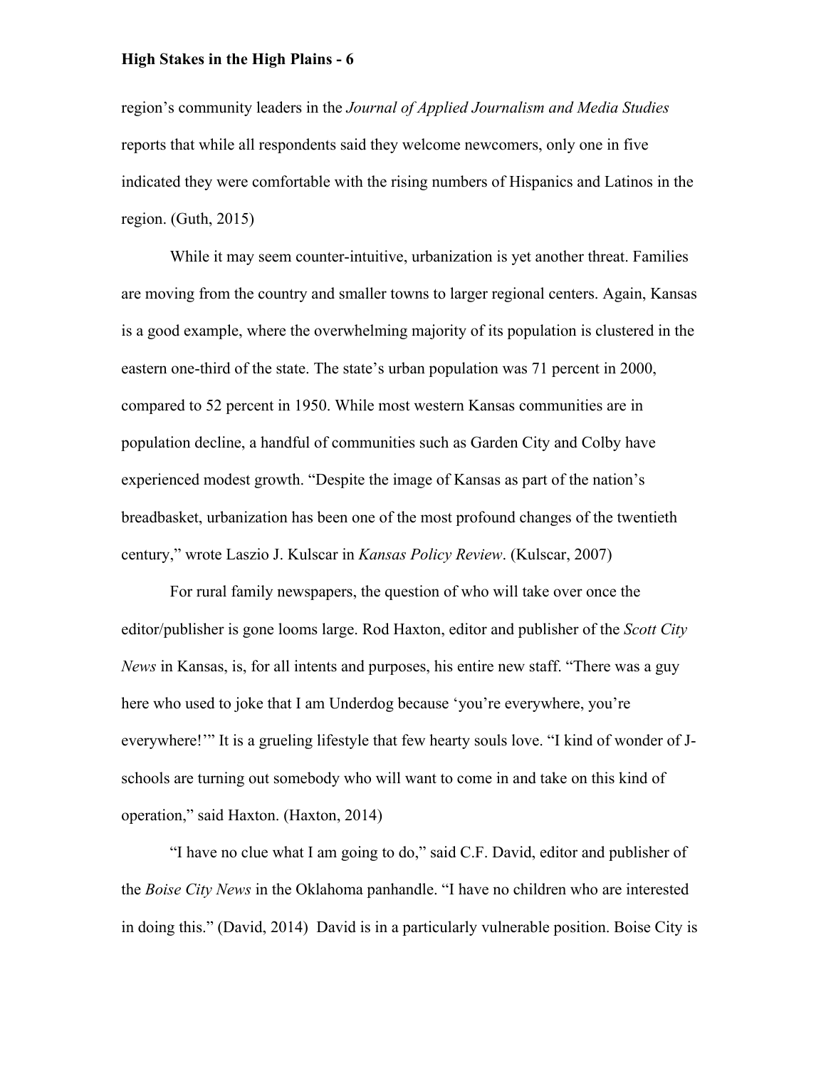region's community leaders in the *Journal of Applied Journalism and Media Studies* reports that while all respondents said they welcome newcomers, only one in five indicated they were comfortable with the rising numbers of Hispanics and Latinos in the region. (Guth, 2015)

While it may seem counter-intuitive, urbanization is yet another threat. Families are moving from the country and smaller towns to larger regional centers. Again, Kansas is a good example, where the overwhelming majority of its population is clustered in the eastern one-third of the state. The state's urban population was 71 percent in 2000, compared to 52 percent in 1950. While most western Kansas communities are in population decline, a handful of communities such as Garden City and Colby have experienced modest growth. "Despite the image of Kansas as part of the nation's breadbasket, urbanization has been one of the most profound changes of the twentieth century," wrote Laszio J. Kulscar in *Kansas Policy Review*. (Kulscar, 2007)

For rural family newspapers, the question of who will take over once the editor/publisher is gone looms large. Rod Haxton, editor and publisher of the *Scott City News* in Kansas, is, for all intents and purposes, his entire new staff. "There was a guy here who used to joke that I am Underdog because 'you're everywhere, you're everywhere!'" It is a grueling lifestyle that few hearty souls love. "I kind of wonder of J-schools are turning out somebody who will want to come in and take on this kind of operation," said Haxton. (Haxton, 2014)

"I have no clue what I am going to do," said C.F. David, editor and publisher of the *Boise City News* in the Oklahoma panhandle. "I have no children who are interested in doing this." (David, 2014) David is in a particularly vulnerable position. Boise City is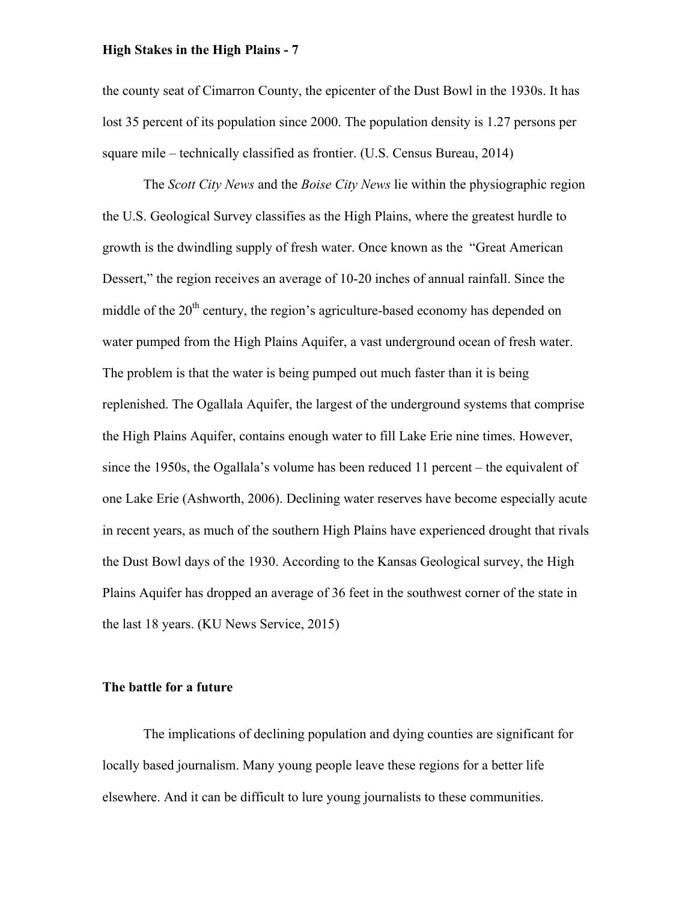the county seat of Cimarron County, the epicenter of the Dust Bowl in the 1930s. It has lost 35 percent of its population since 2000. The population density is 1.27 persons per square mile – technically classified as frontier. (U.S. Census Bureau, 2014)

The *Scott City News* and the *Boise City News* lie within the physiographic region the U.S. Geological Survey classifies as the High Plains, where the greatest hurdle to growth is the dwindling supply of fresh water. Once known as the "Great American Dessert," the region receives an average of 10-20 inches of annual rainfall. Since the middle of the 20th century, the region's agriculture-based economy has depended on water pumped from the High Plains Aquifer, a vast underground ocean of fresh water. The problem is that the water is being pumped out much faster than it is being replenished. The Ogallala Aquifer, the largest of the underground systems that comprise the High Plains Aquifer, contains enough water to fill Lake Erie nine times. However, since the 1950s, the Ogallala's volume has been reduced 11 percent – the equivalent of one Lake Erie (Ashworth, 2006). Declining water reserves have become especially acute in recent years, as much of the southern High Plains have experienced drought that rivals the Dust Bowl days of the 1930. According to the Kansas Geological survey, the High Plains Aquifer has dropped an average of 36 feet in the southwest corner of the state in the last 18 years. (KU News Service, 2015)

## The battle for a future

The implications of declining population and dying counties are significant for locally based journalism. Many young people leave these regions for a better life elsewhere. And it can be difficult to lure young journalists to these communities.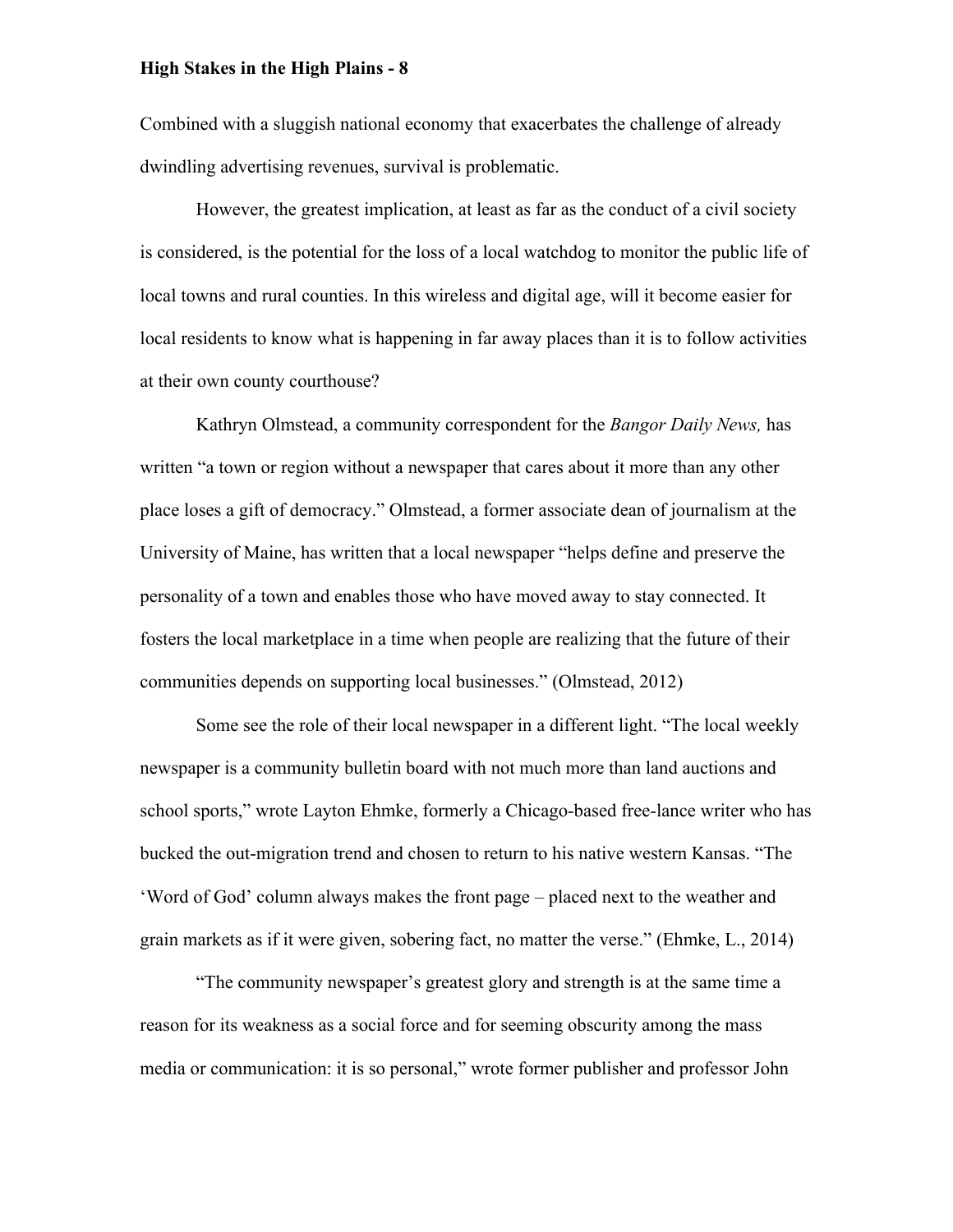Combined with a sluggish national economy that exacerbates the challenge of already dwindling advertising revenues, survival is problematic.

However, the greatest implication, at least as far as the conduct of a civil society is considered, is the potential for the loss of a local watchdog to monitor the public life of local towns and rural counties. In this wireless and digital age, will it become easier for local residents to know what is happening in far away places than it is to follow activities at their own county courthouse?

Kathryn Olmstead, a community correspondent for the *Bangor Daily News,* has written "a town or region without a newspaper that cares about it more than any other place loses a gift of democracy." Olmstead, a former associate dean of journalism at the University of Maine, has written that a local newspaper "helps define and preserve the personality of a town and enables those who have moved away to stay connected. It fosters the local marketplace in a time when people are realizing that the future of their communities depends on supporting local businesses." (Olmstead, 2012)

Some see the role of their local newspaper in a different light. "The local weekly newspaper is a community bulletin board with not much more than land auctions and school sports," wrote Layton Ehmke, formerly a Chicago-based free-lance writer who has bucked the out-migration trend and chosen to return to his native western Kansas. "The 'Word of God' column always makes the front page – placed next to the weather and grain markets as if it were given, sobering fact, no matter the verse." (Ehmke, L., 2014)

"The community newspaper's greatest glory and strength is at the same time a reason for its weakness as a social force and for seeming obscurity among the mass media or communication: it is so personal," wrote former publisher and professor John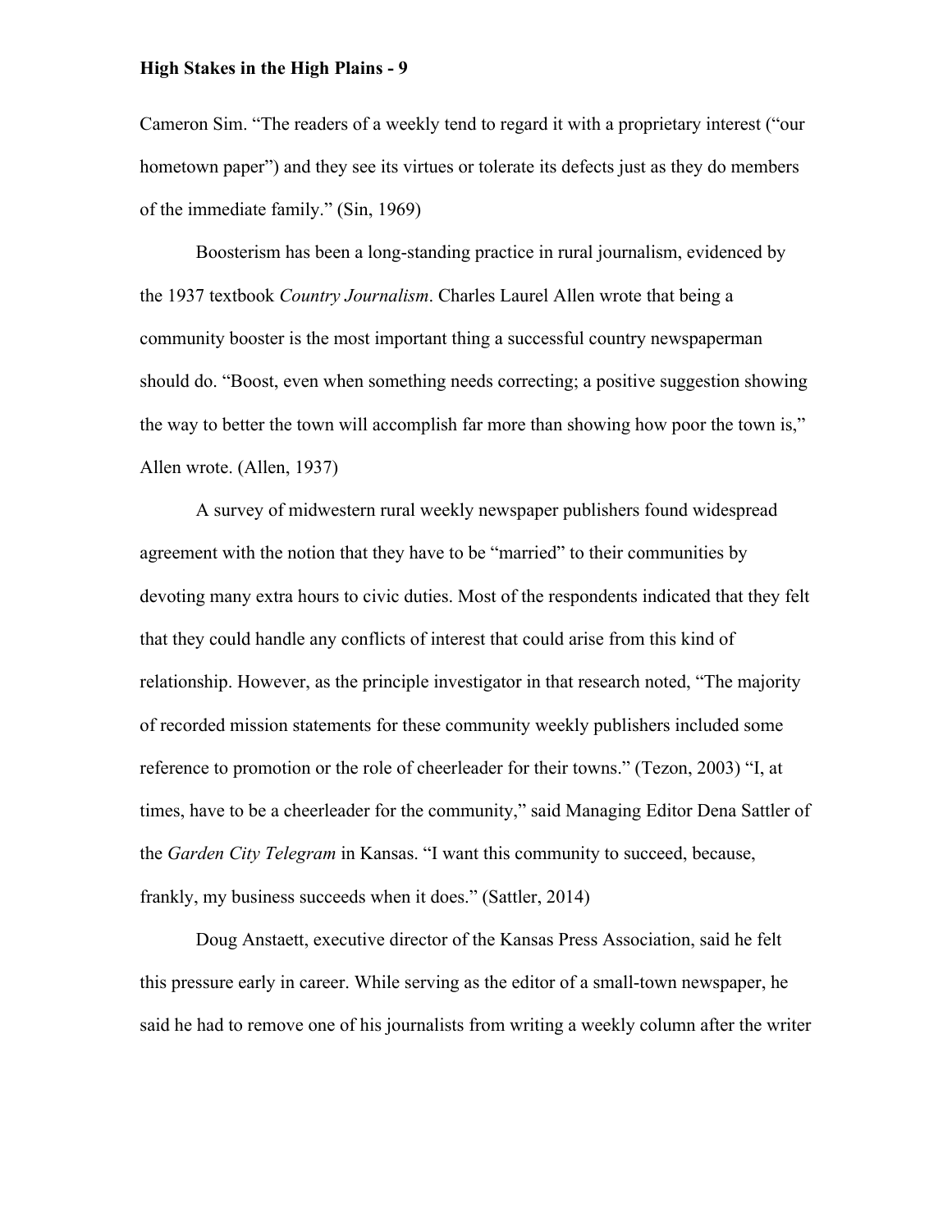Cameron Sim. "The readers of a weekly tend to regard it with a proprietary interest ("our hometown paper") and they see its virtues or tolerate its defects just as they do members of the immediate family." (Sin, 1969)

Boosterism has been a long-standing practice in rural journalism, evidenced by the 1937 textbook *Country Journalism*. Charles Laurel Allen wrote that being a community booster is the most important thing a successful country newspaperman should do. "Boost, even when something needs correcting; a positive suggestion showing the way to better the town will accomplish far more than showing how poor the town is," Allen wrote. (Allen, 1937)

A survey of midwestern rural weekly newspaper publishers found widespread agreement with the notion that they have to be "married" to their communities by devoting many extra hours to civic duties. Most of the respondents indicated that they felt that they could handle any conflicts of interest that could arise from this kind of relationship. However, as the principle investigator in that research noted, "The majority of recorded mission statements for these community weekly publishers included some reference to promotion or the role of cheerleader for their towns." (Tezon, 2003) "I, at times, have to be a cheerleader for the community," said Managing Editor Dena Sattler of the *Garden City Telegram* in Kansas. "I want this community to succeed, because, frankly, my business succeeds when it does." (Sattler, 2014)

Doug Anstaett, executive director of the Kansas Press Association, said he felt this pressure early in career. While serving as the editor of a small-town newspaper, he said he had to remove one of his journalists from writing a weekly column after the writer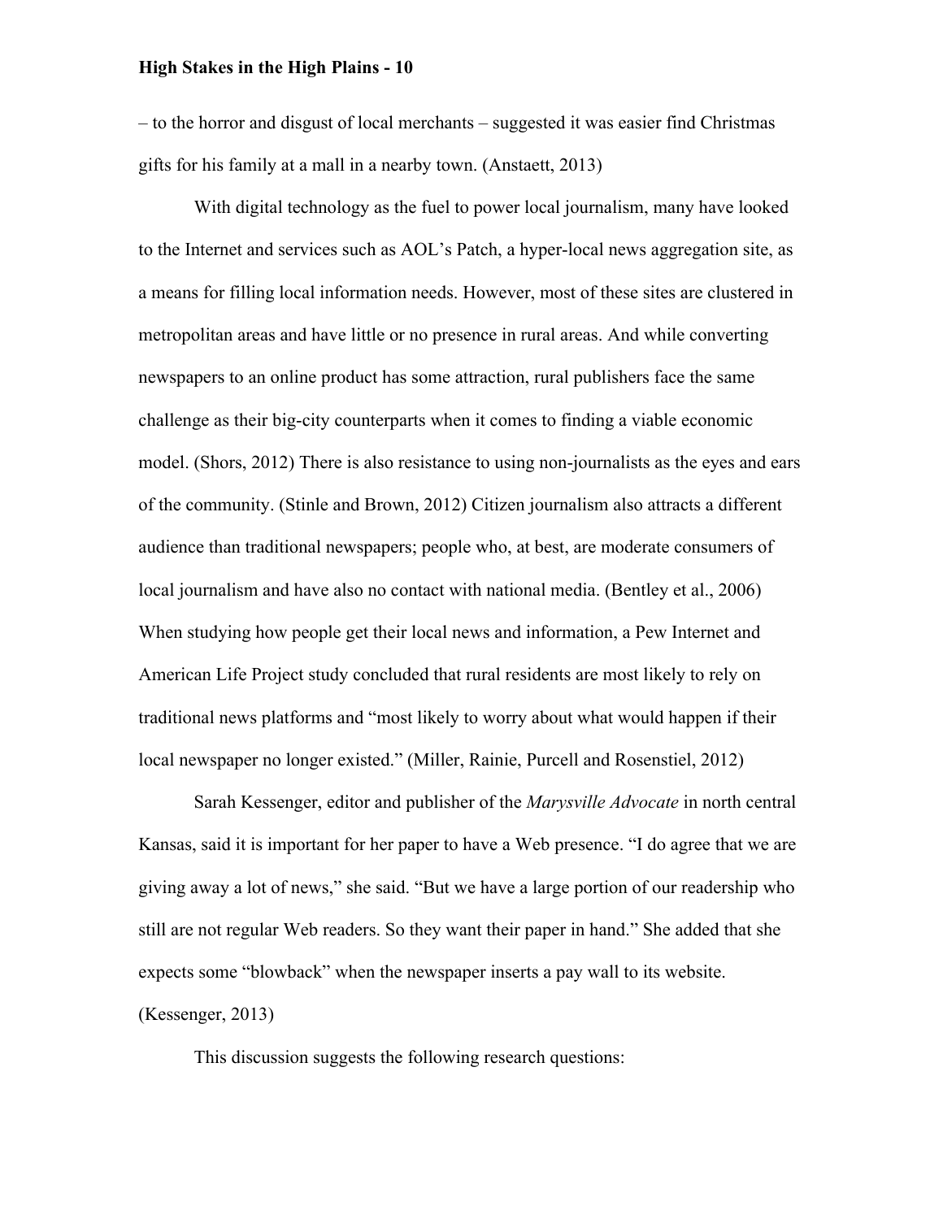– to the horror and disgust of local merchants – suggested it was easier find Christmas gifts for his family at a mall in a nearby town. (Anstaett, 2013)

With digital technology as the fuel to power local journalism, many have looked to the Internet and services such as AOL's Patch, a hyper-local news aggregation site, as a means for filling local information needs. However, most of these sites are clustered in metropolitan areas and have little or no presence in rural areas. And while converting newspapers to an online product has some attraction, rural publishers face the same challenge as their big-city counterparts when it comes to finding a viable economic model. (Shors, 2012) There is also resistance to using non-journalists as the eyes and ears of the community. (Stinle and Brown, 2012) Citizen journalism also attracts a different audience than traditional newspapers; people who, at best, are moderate consumers of local journalism and have also no contact with national media. (Bentley et al., 2006) When studying how people get their local news and information, a Pew Internet and American Life Project study concluded that rural residents are most likely to rely on traditional news platforms and "most likely to worry about what would happen if their local newspaper no longer existed." (Miller, Rainie, Purcell and Rosenstiel, 2012)

Sarah Kessenger, editor and publisher of the *Marysville Advocate* in north central Kansas, said it is important for her paper to have a Web presence. "I do agree that we are giving away a lot of news," she said. "But we have a large portion of our readership who still are not regular Web readers. So they want their paper in hand." She added that she expects some "blowback" when the newspaper inserts a pay wall to its website. (Kessenger, 2013)

This discussion suggests the following research questions: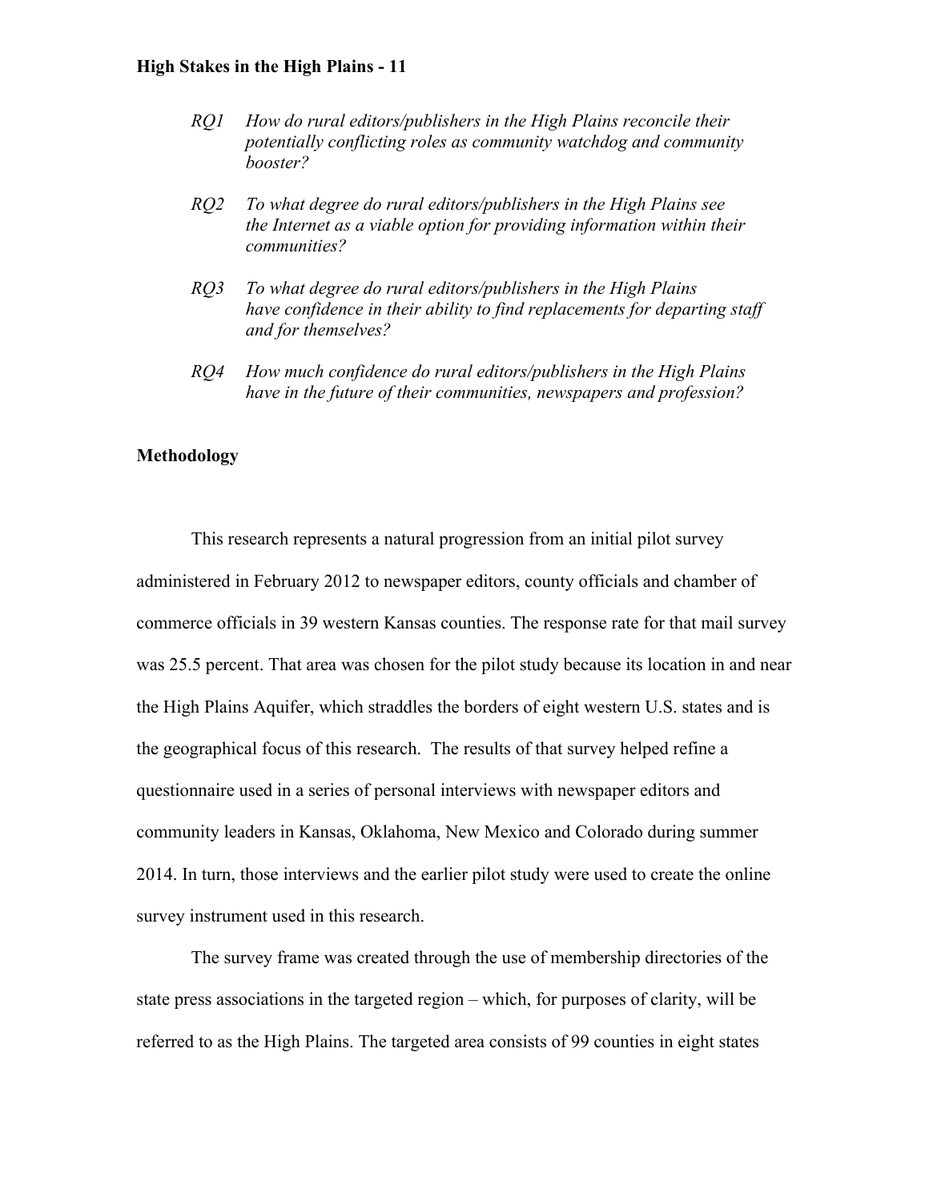*RQ1 How do rural editors/publishers in the High Plains reconcile their potentially conflicting roles as community watchdog and community booster?*

*RQ2 To what degree do rural editors/publishers in the High Plains see the Internet as a viable option for providing information within their communities?*

*RQ3 To what degree do rural editors/publishers in the High Plains have confidence in their ability to find replacements for departing staff and for themselves?*

*RQ4 How much confidence do rural editors/publishers in the High Plains have in the future of their communities, newspapers and profession?*

## Methodology

This research represents a natural progression from an initial pilot survey administered in February 2012 to newspaper editors, county officials and chamber of commerce officials in 39 western Kansas counties. The response rate for that mail survey was 25.5 percent. That area was chosen for the pilot study because its location in and near the High Plains Aquifer, which straddles the borders of eight western U.S. states and is the geographical focus of this research. The results of that survey helped refine a questionnaire used in a series of personal interviews with newspaper editors and community leaders in Kansas, Oklahoma, New Mexico and Colorado during summer 2014. In turn, those interviews and the earlier pilot study were used to create the online survey instrument used in this research.

The survey frame was created through the use of membership directories of the state press associations in the targeted region – which, for purposes of clarity, will be referred to as the High Plains. The targeted area consists of 99 counties in eight states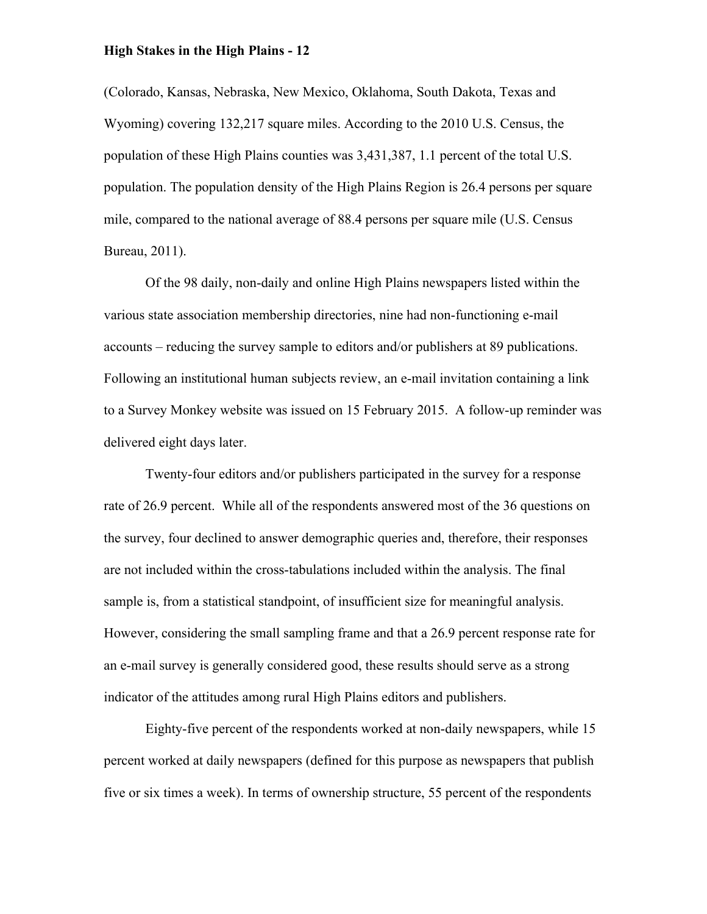(Colorado, Kansas, Nebraska, New Mexico, Oklahoma, South Dakota, Texas and Wyoming) covering 132,217 square miles. According to the 2010 U.S. Census, the population of these High Plains counties was 3,431,387, 1.1 percent of the total U.S. population. The population density of the High Plains Region is 26.4 persons per square mile, compared to the national average of 88.4 persons per square mile (U.S. Census Bureau, 2011).

Of the 98 daily, non-daily and online High Plains newspapers listed within the various state association membership directories, nine had non-functioning e-mail accounts – reducing the survey sample to editors and/or publishers at 89 publications. Following an institutional human subjects review, an e-mail invitation containing a link to a Survey Monkey website was issued on 15 February 2015. A follow-up reminder was delivered eight days later.

Twenty-four editors and/or publishers participated in the survey for a response rate of 26.9 percent. While all of the respondents answered most of the 36 questions on the survey, four declined to answer demographic queries and, therefore, their responses are not included within the cross-tabulations included within the analysis. The final sample is, from a statistical standpoint, of insufficient size for meaningful analysis. However, considering the small sampling frame and that a 26.9 percent response rate for an e-mail survey is generally considered good, these results should serve as a strong indicator of the attitudes among rural High Plains editors and publishers.

Eighty-five percent of the respondents worked at non-daily newspapers, while 15 percent worked at daily newspapers (defined for this purpose as newspapers that publish five or six times a week). In terms of ownership structure, 55 percent of the respondents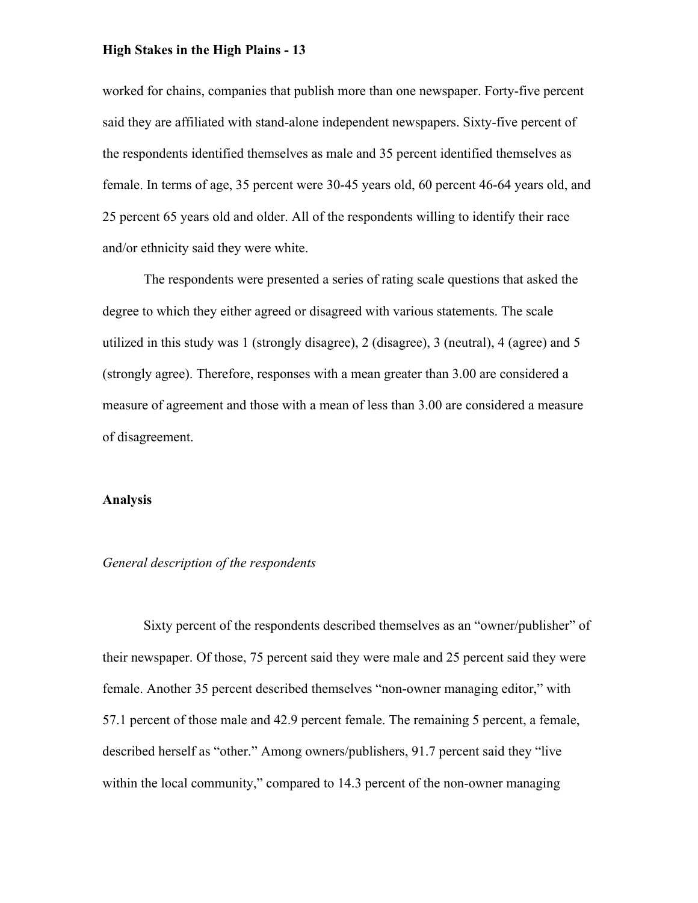worked for chains, companies that publish more than one newspaper. Forty-five percent said they are affiliated with stand-alone independent newspapers. Sixty-five percent of the respondents identified themselves as male and 35 percent identified themselves as female. In terms of age, 35 percent were 30-45 years old, 60 percent 46-64 years old, and 25 percent 65 years old and older. All of the respondents willing to identify their race and/or ethnicity said they were white.

The respondents were presented a series of rating scale questions that asked the degree to which they either agreed or disagreed with various statements. The scale utilized in this study was 1 (strongly disagree), 2 (disagree), 3 (neutral), 4 (agree) and 5 (strongly agree). Therefore, responses with a mean greater than 3.00 are considered a measure of agreement and those with a mean of less than 3.00 are considered a measure of disagreement.

## Analysis

### *General description of the respondents*

Sixty percent of the respondents described themselves as an "owner/publisher" of their newspaper. Of those, 75 percent said they were male and 25 percent said they were female. Another 35 percent described themselves "non-owner managing editor," with 57.1 percent of those male and 42.9 percent female. The remaining 5 percent, a female, described herself as "other." Among owners/publishers, 91.7 percent said they "live within the local community," compared to 14.3 percent of the non-owner managing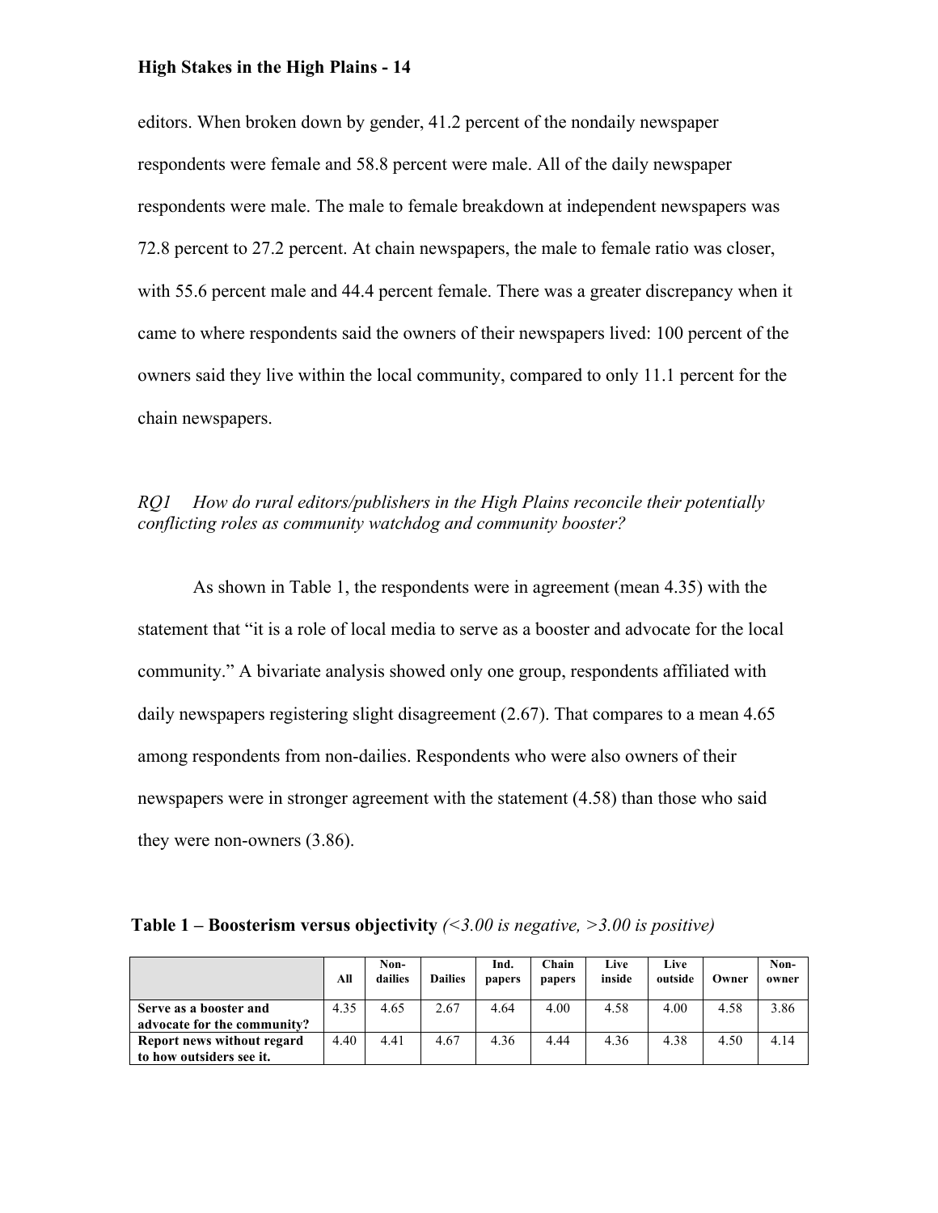editors. When broken down by gender, 41.2 percent of the nondaily newspaper respondents were female and 58.8 percent were male. All of the daily newspaper respondents were male. The male to female breakdown at independent newspapers was 72.8 percent to 27.2 percent. At chain newspapers, the male to female ratio was closer, with 55.6 percent male and 44.4 percent female. There was a greater discrepancy when it came to where respondents said the owners of their newspapers lived: 100 percent of the owners said they live within the local community, compared to only 11.1 percent for the chain newspapers.

*RQ1 How do rural editors/publishers in the High Plains reconcile their potentially conflicting roles as community watchdog and community booster?*

As shown in Table 1, the respondents were in agreement (mean 4.35) with the statement that "it is a role of local media to serve as a booster and advocate for the local community." A bivariate analysis showed only one group, respondents affiliated with daily newspapers registering slight disagreement (2.67). That compares to a mean 4.65 among respondents from non-dailies. Respondents who were also owners of their newspapers were in stronger agreement with the statement (4.58) than those who said they were non-owners (3.86).

**Table 1 – Boosterism versus objectivity** *(<3.00 is negative, >3.00 is positive)*

| | All | Non-dailies | Dailies | Ind. papers | Chain papers | Live inside | Live outside | Owner | Non-owner |
|---|---|---|---|---|---|---|---|---|---|
| **Serve as a booster and advocate for the community?** | 4.35 | 4.65 | 2.67 | 4.64 | 4.00 | 4.58 | 4.00 | 4.58 | 3.86 |
| **Report news without regard to how outsiders see it.** | 4.40 | 4.41 | 4.67 | 4.36 | 4.44 | 4.36 | 4.38 | 4.50 | 4.14 |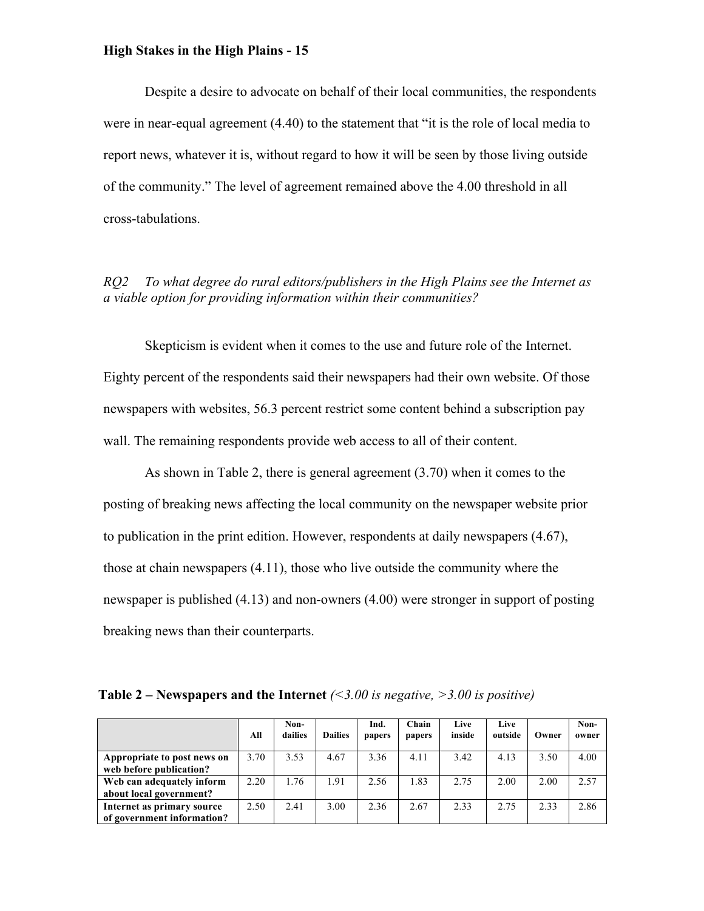Despite a desire to advocate on behalf of their local communities, the respondents were in near-equal agreement (4.40) to the statement that "it is the role of local media to report news, whatever it is, without regard to how it will be seen by those living outside of the community." The level of agreement remained above the 4.00 threshold in all cross-tabulations.

*RQ2 To what degree do rural editors/publishers in the High Plains see the Internet as a viable option for providing information within their communities?*

Skepticism is evident when it comes to the use and future role of the Internet. Eighty percent of the respondents said their newspapers had their own website. Of those newspapers with websites, 56.3 percent restrict some content behind a subscription pay wall. The remaining respondents provide web access to all of their content.

As shown in Table 2, there is general agreement (3.70) when it comes to the posting of breaking news affecting the local community on the newspaper website prior to publication in the print edition. However, respondents at daily newspapers (4.67), those at chain newspapers (4.11), those who live outside the community where the newspaper is published (4.13) and non-owners (4.00) were stronger in support of posting breaking news than their counterparts.

**Table 2 – Newspapers and the Internet** *(<3.00 is negative, >3.00 is positive)*

| | All | Non-dailies | Dailies | Ind. papers | Chain papers | Live inside | Live outside | Owner | Non-owner |
|---|---|---|---|---|---|---|---|---|---|
| **Appropriate to post news on web before publication?** | 3.70 | 3.53 | 4.67 | 3.36 | 4.11 | 3.42 | 4.13 | 3.50 | 4.00 |
| **Web can adequately inform about local government?** | 2.20 | 1.76 | 1.91 | 2.56 | 1.83 | 2.75 | 2.00 | 2.00 | 2.57 |
| **Internet as primary source of government information?** | 2.50 | 2.41 | 3.00 | 2.36 | 2.67 | 2.33 | 2.75 | 2.33 | 2.86 |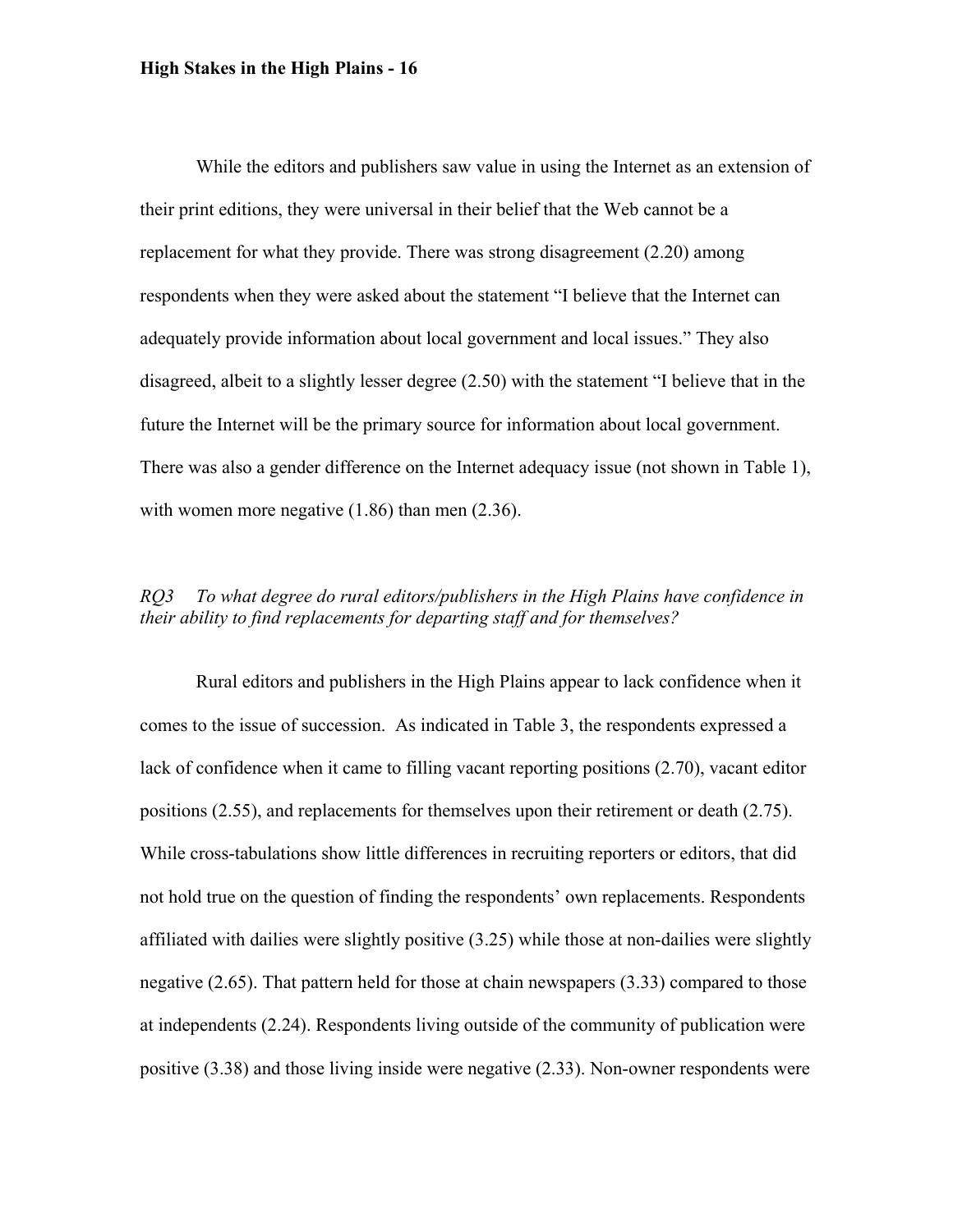While the editors and publishers saw value in using the Internet as an extension of their print editions, they were universal in their belief that the Web cannot be a replacement for what they provide. There was strong disagreement (2.20) among respondents when they were asked about the statement "I believe that the Internet can adequately provide information about local government and local issues." They also disagreed, albeit to a slightly lesser degree (2.50) with the statement "I believe that in the future the Internet will be the primary source for information about local government. There was also a gender difference on the Internet adequacy issue (not shown in Table 1), with women more negative (1.86) than men (2.36).

*RQ3 To what degree do rural editors/publishers in the High Plains have confidence in their ability to find replacements for departing staff and for themselves?*

Rural editors and publishers in the High Plains appear to lack confidence when it comes to the issue of succession. As indicated in Table 3, the respondents expressed a lack of confidence when it came to filling vacant reporting positions (2.70), vacant editor positions (2.55), and replacements for themselves upon their retirement or death (2.75). While cross-tabulations show little differences in recruiting reporters or editors, that did not hold true on the question of finding the respondents' own replacements. Respondents affiliated with dailies were slightly positive (3.25) while those at non-dailies were slightly negative (2.65). That pattern held for those at chain newspapers (3.33) compared to those at independents (2.24). Respondents living outside of the community of publication were positive (3.38) and those living inside were negative (2.33). Non-owner respondents were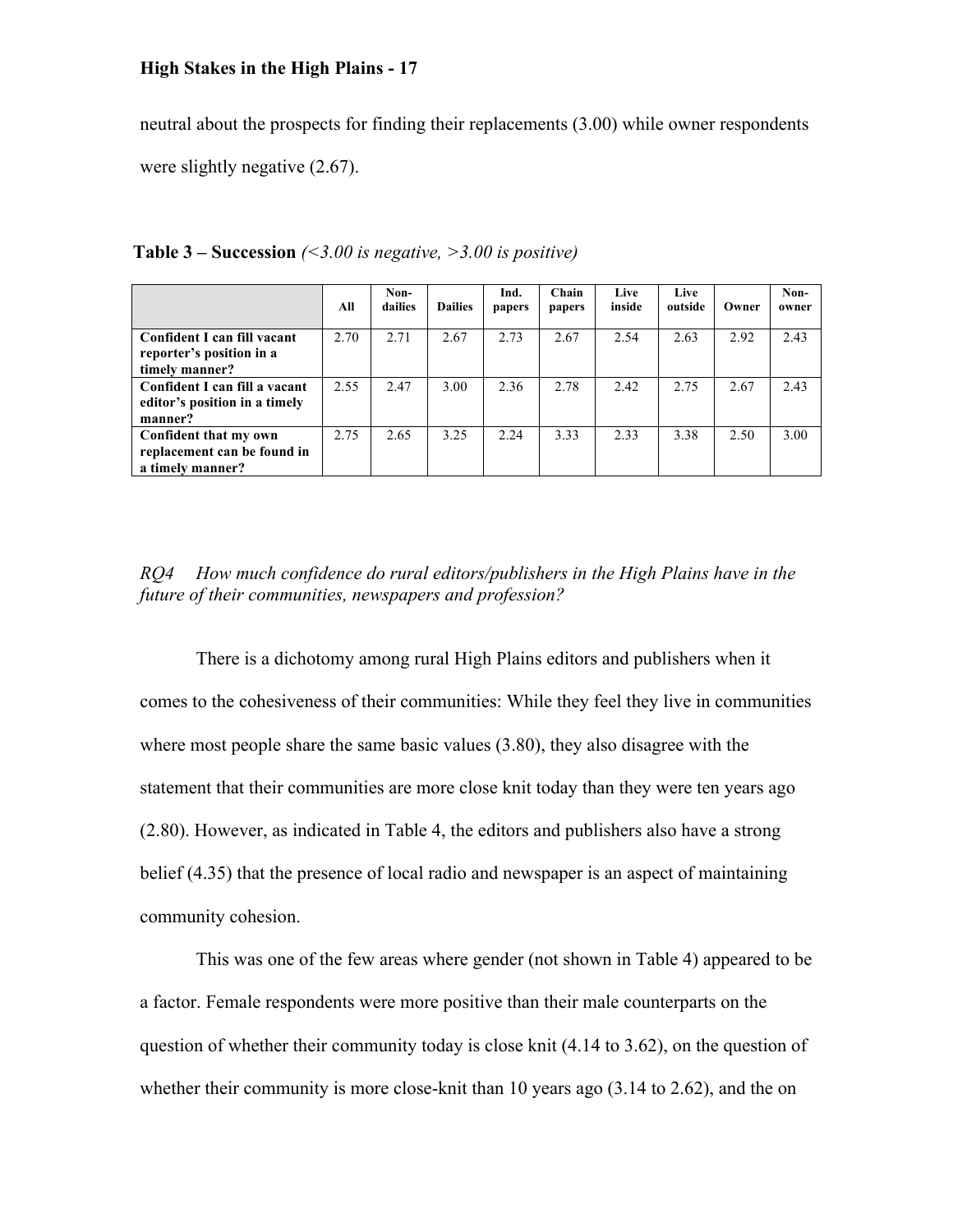neutral about the prospects for finding their replacements (3.00) while owner respondents were slightly negative (2.67).

**Table 3 – Succession** *(<3.00 is negative, >3.00 is positive)*

| | All | Non-dailies | Dailies | Ind. papers | Chain papers | Live inside | Live outside | Owner | Non-owner |
|---|---|---|---|---|---|---|---|---|---|
| **Confident I can fill vacant reporter's position in a timely manner?** | 2.70 | 2.71 | 2.67 | 2.73 | 2.67 | 2.54 | 2.63 | 2.92 | 2.43 |
| **Confident I can fill a vacant editor's position in a timely manner?** | 2.55 | 2.47 | 3.00 | 2.36 | 2.78 | 2.42 | 2.75 | 2.67 | 2.43 |
| **Confident that my own replacement can be found in a timely manner?** | 2.75 | 2.65 | 3.25 | 2.24 | 3.33 | 2.33 | 3.38 | 2.50 | 3.00 |

*RQ4 How much confidence do rural editors/publishers in the High Plains have in the future of their communities, newspapers and profession?*

There is a dichotomy among rural High Plains editors and publishers when it comes to the cohesiveness of their communities: While they feel they live in communities where most people share the same basic values (3.80), they also disagree with the statement that their communities are more close knit today than they were ten years ago (2.80). However, as indicated in Table 4, the editors and publishers also have a strong belief (4.35) that the presence of local radio and newspaper is an aspect of maintaining community cohesion.

This was one of the few areas where gender (not shown in Table 4) appeared to be a factor. Female respondents were more positive than their male counterparts on the question of whether their community today is close knit (4.14 to 3.62), on the question of whether their community is more close-knit than 10 years ago (3.14 to 2.62), and the on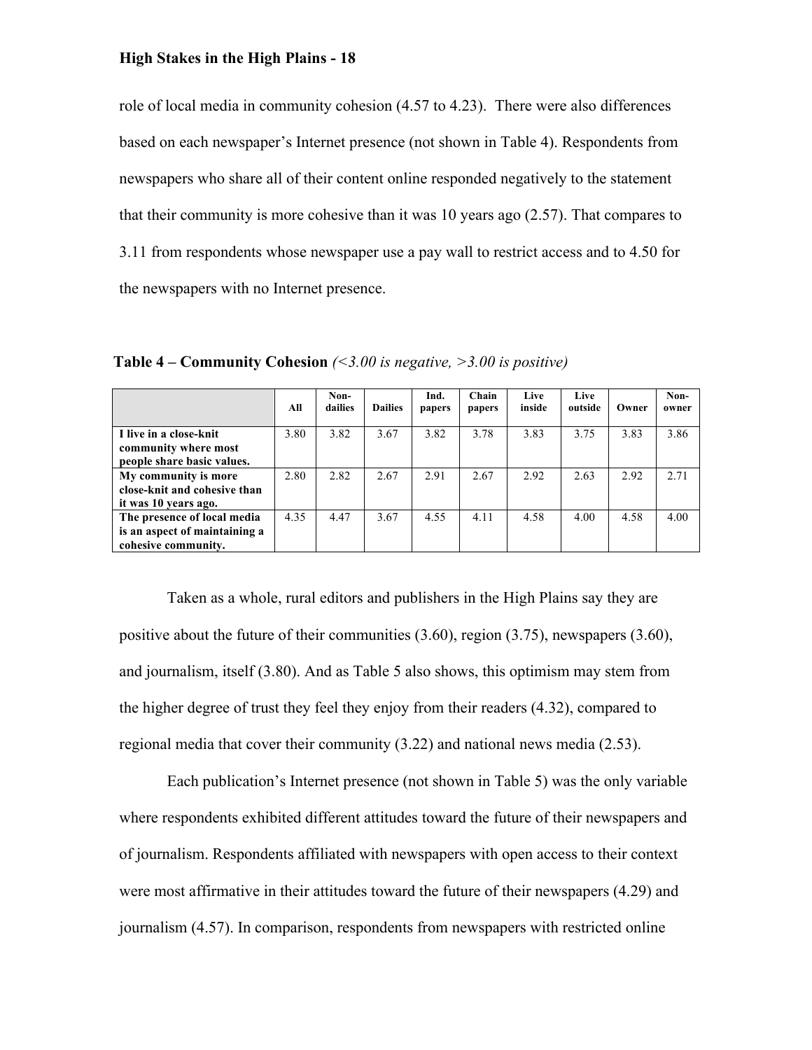role of local media in community cohesion (4.57 to 4.23). There were also differences based on each newspaper's Internet presence (not shown in Table 4). Respondents from newspapers who share all of their content online responded negatively to the statement that their community is more cohesive than it was 10 years ago (2.57). That compares to 3.11 from respondents whose newspaper use a pay wall to restrict access and to 4.50 for the newspapers with no Internet presence.

**Table 4 – Community Cohesion** *(<3.00 is negative, >3.00 is positive)*

| | All | Non-dailies | Dailies | Ind. papers | Chain papers | Live inside | Live outside | Owner | Non-owner |
|---|---|---|---|---|---|---|---|---|---|
| **I live in a close-knit community where most people share basic values.** | 3.80 | 3.82 | 3.67 | 3.82 | 3.78 | 3.83 | 3.75 | 3.83 | 3.86 |
| **My community is more close-knit and cohesive than it was 10 years ago.** | 2.80 | 2.82 | 2.67 | 2.91 | 2.67 | 2.92 | 2.63 | 2.92 | 2.71 |
| **The presence of local media is an aspect of maintaining a cohesive community.** | 4.35 | 4.47 | 3.67 | 4.55 | 4.11 | 4.58 | 4.00 | 4.58 | 4.00 |

Taken as a whole, rural editors and publishers in the High Plains say they are positive about the future of their communities (3.60), region (3.75), newspapers (3.60), and journalism, itself (3.80). And as Table 5 also shows, this optimism may stem from the higher degree of trust they feel they enjoy from their readers (4.32), compared to regional media that cover their community (3.22) and national news media (2.53).

Each publication's Internet presence (not shown in Table 5) was the only variable where respondents exhibited different attitudes toward the future of their newspapers and of journalism. Respondents affiliated with newspapers with open access to their context were most affirmative in their attitudes toward the future of their newspapers (4.29) and journalism (4.57). In comparison, respondents from newspapers with restricted online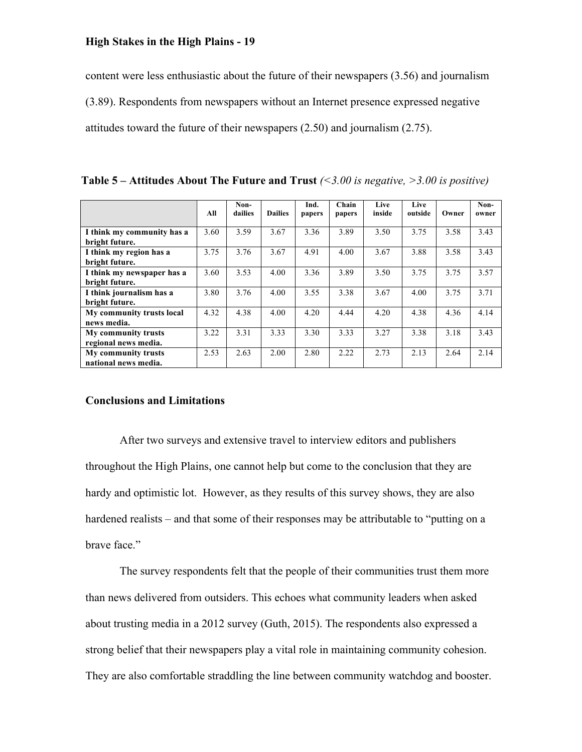content were less enthusiastic about the future of their newspapers (3.56) and journalism (3.89). Respondents from newspapers without an Internet presence expressed negative attitudes toward the future of their newspapers (2.50) and journalism (2.75).

**Table 5 – Attitudes About The Future and Trust** *(<3.00 is negative, >3.00 is positive)*

| | All | Non-dailies | Dailies | Ind. papers | Chain papers | Live inside | Live outside | Owner | Non-owner |
|---|---|---|---|---|---|---|---|---|---|
| **I think my community has a bright future.** | 3.60 | 3.59 | 3.67 | 3.36 | 3.89 | 3.50 | 3.75 | 3.58 | 3.43 |
| **I think my region has a bright future.** | 3.75 | 3.76 | 3.67 | 4.91 | 4.00 | 3.67 | 3.88 | 3.58 | 3.43 |
| **I think my newspaper has a bright future.** | 3.60 | 3.53 | 4.00 | 3.36 | 3.89 | 3.50 | 3.75 | 3.75 | 3.57 |
| **I think journalism has a bright future.** | 3.80 | 3.76 | 4.00 | 3.55 | 3.38 | 3.67 | 4.00 | 3.75 | 3.71 |
| **My community trusts local news media.** | 4.32 | 4.38 | 4.00 | 4.20 | 4.44 | 4.20 | 4.38 | 4.36 | 4.14 |
| **My community trusts regional news media.** | 3.22 | 3.31 | 3.33 | 3.30 | 3.33 | 3.27 | 3.38 | 3.18 | 3.43 |
| **My community trusts national news media.** | 2.53 | 2.63 | 2.00 | 2.80 | 2.22 | 2.73 | 2.13 | 2.64 | 2.14 |

## Conclusions and Limitations

After two surveys and extensive travel to interview editors and publishers throughout the High Plains, one cannot help but come to the conclusion that they are hardy and optimistic lot. However, as they results of this survey shows, they are also hardened realists – and that some of their responses may be attributable to "putting on a brave face."

The survey respondents felt that the people of their communities trust them more than news delivered from outsiders. This echoes what community leaders when asked about trusting media in a 2012 survey (Guth, 2015). The respondents also expressed a strong belief that their newspapers play a vital role in maintaining community cohesion. They are also comfortable straddling the line between community watchdog and booster.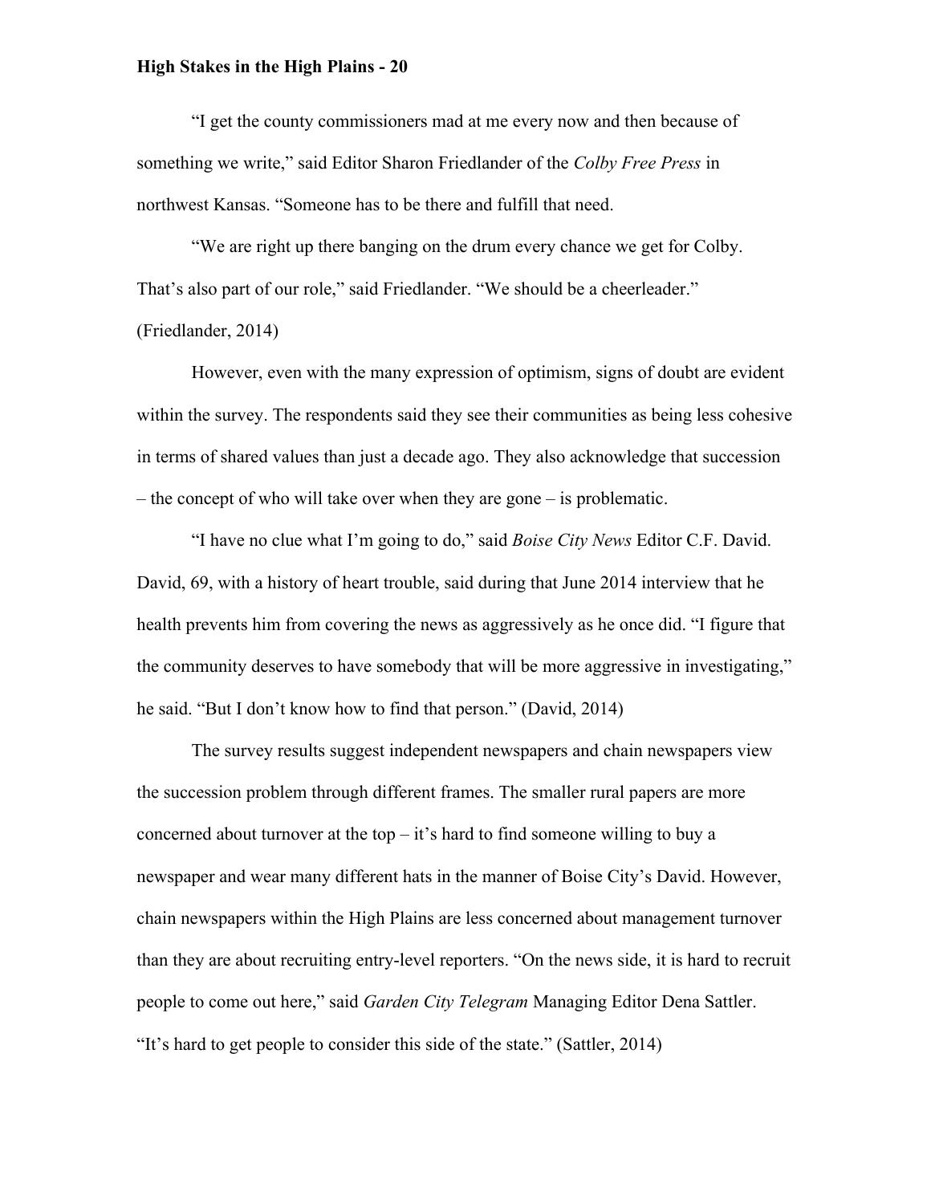"I get the county commissioners mad at me every now and then because of something we write," said Editor Sharon Friedlander of the *Colby Free Press* in northwest Kansas. "Someone has to be there and fulfill that need.

"We are right up there banging on the drum every chance we get for Colby. That's also part of our role," said Friedlander. "We should be a cheerleader." (Friedlander, 2014)

However, even with the many expression of optimism, signs of doubt are evident within the survey. The respondents said they see their communities as being less cohesive in terms of shared values than just a decade ago. They also acknowledge that succession – the concept of who will take over when they are gone – is problematic.

"I have no clue what I'm going to do," said *Boise City News* Editor C.F. David. David, 69, with a history of heart trouble, said during that June 2014 interview that he health prevents him from covering the news as aggressively as he once did. "I figure that the community deserves to have somebody that will be more aggressive in investigating," he said. "But I don't know how to find that person." (David, 2014)

The survey results suggest independent newspapers and chain newspapers view the succession problem through different frames. The smaller rural papers are more concerned about turnover at the top – it's hard to find someone willing to buy a newspaper and wear many different hats in the manner of Boise City's David. However, chain newspapers within the High Plains are less concerned about management turnover than they are about recruiting entry-level reporters. "On the news side, it is hard to recruit people to come out here," said *Garden City Telegram* Managing Editor Dena Sattler. "It's hard to get people to consider this side of the state." (Sattler, 2014)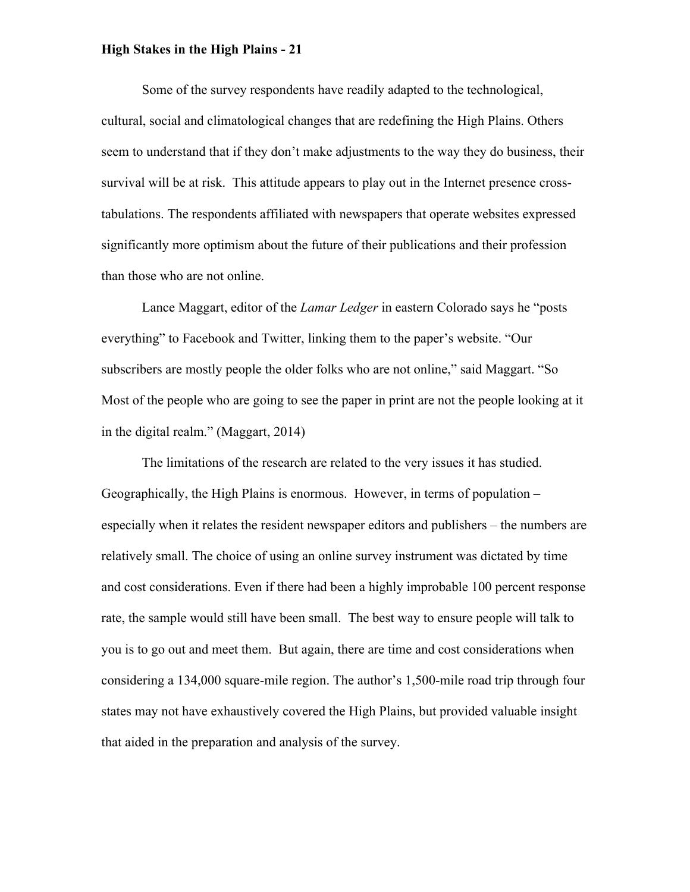Some of the survey respondents have readily adapted to the technological, cultural, social and climatological changes that are redefining the High Plains. Others seem to understand that if they don't make adjustments to the way they do business, their survival will be at risk.  This attitude appears to play out in the Internet presence cross-tabulations. The respondents affiliated with newspapers that operate websites expressed significantly more optimism about the future of their publications and their profession than those who are not online.

Lance Maggart, editor of the *Lamar Ledger* in eastern Colorado says he "posts everything" to Facebook and Twitter, linking them to the paper's website. "Our subscribers are mostly people the older folks who are not online," said Maggart. "So Most of the people who are going to see the paper in print are not the people looking at it in the digital realm." (Maggart, 2014)

The limitations of the research are related to the very issues it has studied. Geographically, the High Plains is enormous.  However, in terms of population – especially when it relates the resident newspaper editors and publishers – the numbers are relatively small. The choice of using an online survey instrument was dictated by time and cost considerations. Even if there had been a highly improbable 100 percent response rate, the sample would still have been small.  The best way to ensure people will talk to you is to go out and meet them.  But again, there are time and cost considerations when considering a 134,000 square-mile region. The author's 1,500-mile road trip through four states may not have exhaustively covered the High Plains, but provided valuable insight that aided in the preparation and analysis of the survey.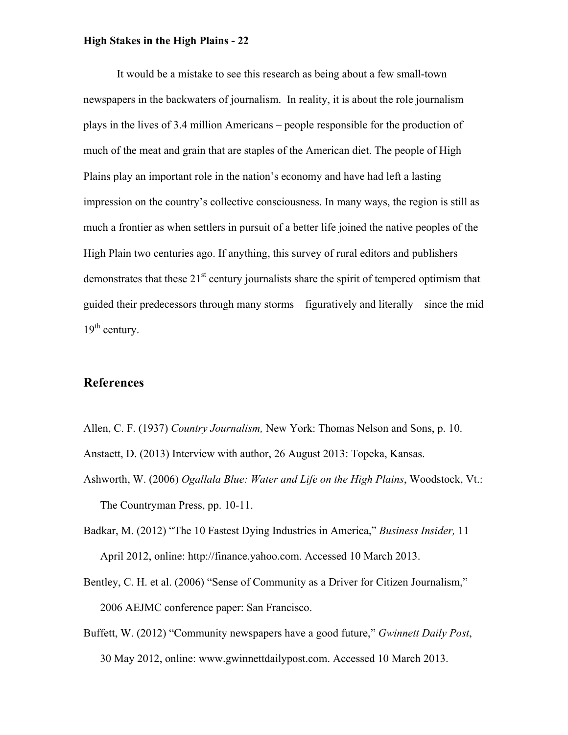It would be a mistake to see this research as being about a few small-town newspapers in the backwaters of journalism. In reality, it is about the role journalism plays in the lives of 3.4 million Americans – people responsible for the production of much of the meat and grain that are staples of the American diet. The people of High Plains play an important role in the nation's economy and have had left a lasting impression on the country's collective consciousness. In many ways, the region is still as much a frontier as when settlers in pursuit of a better life joined the native peoples of the High Plain two centuries ago. If anything, this survey of rural editors and publishers demonstrates that these 21st century journalists share the spirit of tempered optimism that guided their predecessors through many storms – figuratively and literally – since the mid 19th century.

## References

Allen, C. F. (1937) *Country Journalism,* New York: Thomas Nelson and Sons, p. 10.

Anstaett, D. (2013) Interview with author, 26 August 2013: Topeka, Kansas.

Ashworth, W. (2006) *Ogallala Blue: Water and Life on the High Plains*, Woodstock, Vt.: The Countryman Press, pp. 10-11.

Badkar, M. (2012) "The 10 Fastest Dying Industries in America," *Business Insider,* 11 April 2012, online: http://finance.yahoo.com. Accessed 10 March 2013.

Bentley, C. H. et al. (2006) "Sense of Community as a Driver for Citizen Journalism," 2006 AEJMC conference paper: San Francisco.

Buffett, W. (2012) "Community newspapers have a good future," *Gwinnett Daily Post*, 30 May 2012, online: www.gwinnettdailypost.com. Accessed 10 March 2013.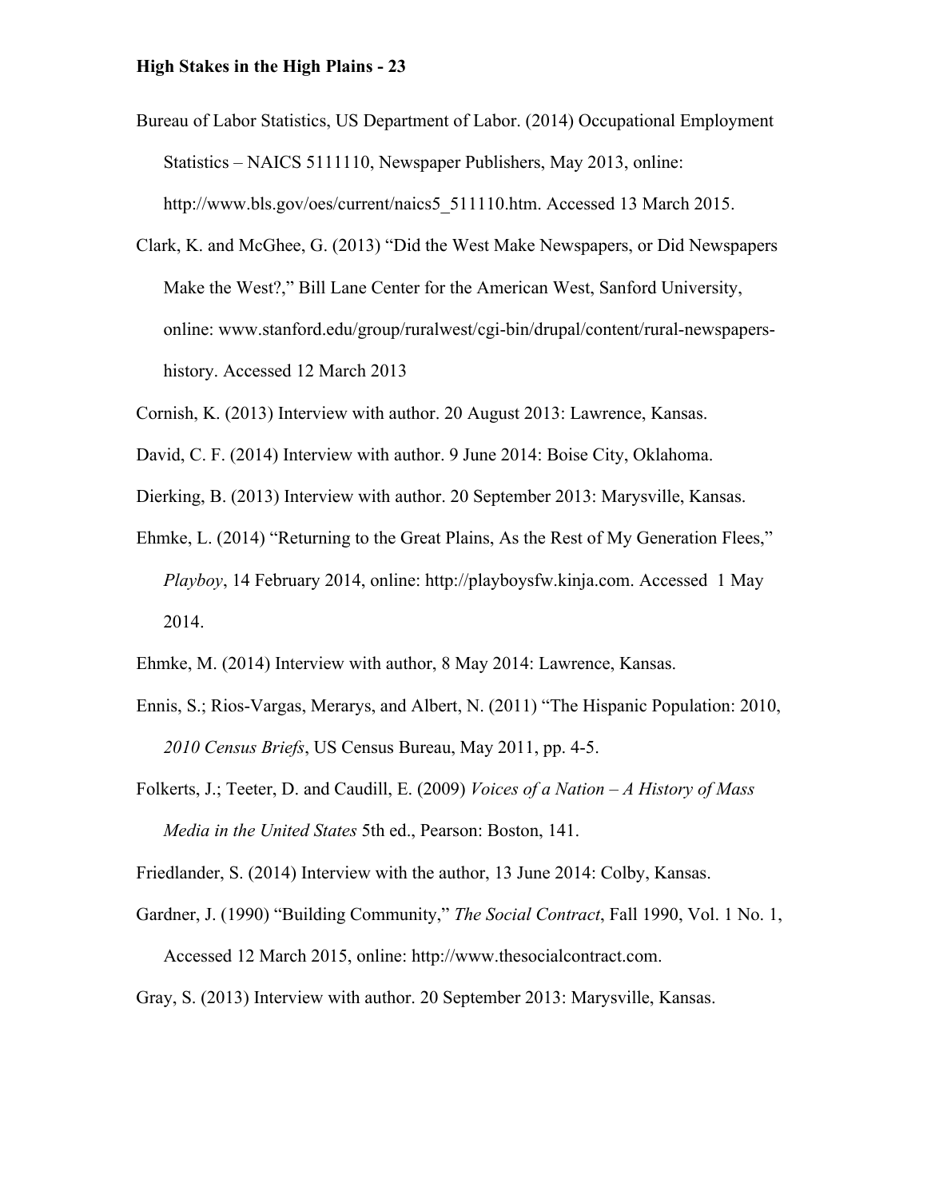Bureau of Labor Statistics, US Department of Labor. (2014) Occupational Employment Statistics – NAICS 5111110, Newspaper Publishers, May 2013, online: http://www.bls.gov/oes/current/naics5_511110.htm. Accessed 13 March 2015.

Clark, K. and McGhee, G. (2013) "Did the West Make Newspapers, or Did Newspapers Make the West?," Bill Lane Center for the American West, Sanford University, online: www.stanford.edu/group/ruralwest/cgi-bin/drupal/content/rural-newspapers-history. Accessed 12 March 2013

Cornish, K. (2013) Interview with author. 20 August 2013: Lawrence, Kansas.

David, C. F. (2014) Interview with author. 9 June 2014: Boise City, Oklahoma.

Dierking, B. (2013) Interview with author. 20 September 2013: Marysville, Kansas.

Ehmke, L. (2014) "Returning to the Great Plains, As the Rest of My Generation Flees," *Playboy*, 14 February 2014, online: http://playboysfw.kinja.com. Accessed 1 May 2014.

Ehmke, M. (2014) Interview with author, 8 May 2014: Lawrence, Kansas.

Ennis, S.; Rios-Vargas, Merarys, and Albert, N. (2011) "The Hispanic Population: 2010, *2010 Census Briefs*, US Census Bureau, May 2011, pp. 4-5.

Folkerts, J.; Teeter, D. and Caudill, E. (2009) *Voices of a Nation – A History of Mass Media in the United States* 5th ed., Pearson: Boston, 141.

Friedlander, S. (2014) Interview with the author, 13 June 2014: Colby, Kansas.

Gardner, J. (1990) "Building Community," *The Social Contract*, Fall 1990, Vol. 1 No. 1, Accessed 12 March 2015, online: http://www.thesocialcontract.com.

Gray, S. (2013) Interview with author. 20 September 2013: Marysville, Kansas.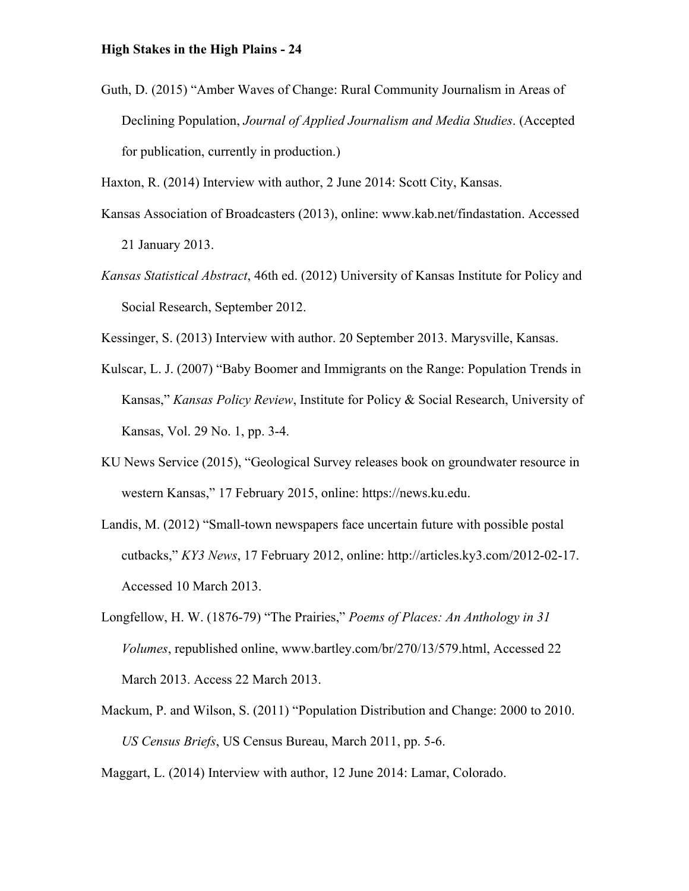Guth, D. (2015) “Amber Waves of Change: Rural Community Journalism in Areas of Declining Population, *Journal of Applied Journalism and Media Studies*. (Accepted for publication, currently in production.)

Haxton, R. (2014) Interview with author, 2 June 2014: Scott City, Kansas.

Kansas Association of Broadcasters (2013), online: www.kab.net/findastation. Accessed 21 January 2013.

*Kansas Statistical Abstract*, 46th ed. (2012) University of Kansas Institute for Policy and Social Research, September 2012.

Kessinger, S. (2013) Interview with author. 20 September 2013. Marysville, Kansas.

Kulscar, L. J. (2007) “Baby Boomer and Immigrants on the Range: Population Trends in Kansas,” *Kansas Policy Review*, Institute for Policy & Social Research, University of Kansas, Vol. 29 No. 1, pp. 3-4.

KU News Service (2015), “Geological Survey releases book on groundwater resource in western Kansas,” 17 February 2015, online: https://news.ku.edu.

Landis, M. (2012) “Small-town newspapers face uncertain future with possible postal cutbacks,” *KY3 News*, 17 February 2012, online: http://articles.ky3.com/2012-02-17. Accessed 10 March 2013.

Longfellow, H. W. (1876-79) “The Prairies,” *Poems of Places: An Anthology in 31 Volumes*, republished online, www.bartley.com/br/270/13/579.html, Accessed 22 March 2013. Access 22 March 2013.

Mackum, P. and Wilson, S. (2011) “Population Distribution and Change: 2000 to 2010. *US Census Briefs*, US Census Bureau, March 2011, pp. 5-6.

Maggart, L. (2014) Interview with author, 12 June 2014: Lamar, Colorado.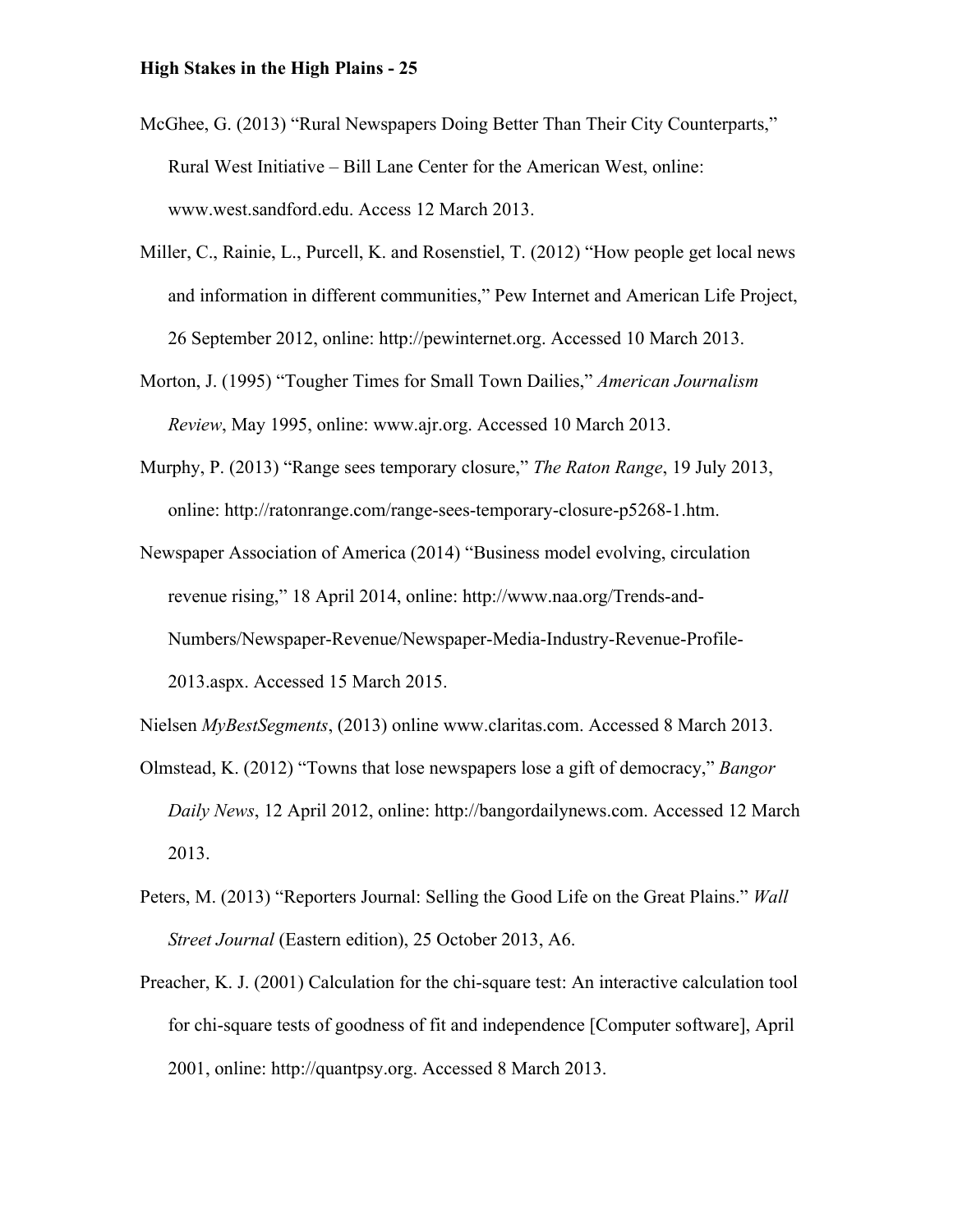McGhee, G. (2013) "Rural Newspapers Doing Better Than Their City Counterparts," Rural West Initiative – Bill Lane Center for the American West, online: www.west.sandford.edu. Access 12 March 2013.

Miller, C., Rainie, L., Purcell, K. and Rosenstiel, T. (2012) "How people get local news and information in different communities," Pew Internet and American Life Project, 26 September 2012, online: http://pewinternet.org. Accessed 10 March 2013.

Morton, J. (1995) "Tougher Times for Small Town Dailies," *American Journalism Review*, May 1995, online: www.ajr.org. Accessed 10 March 2013.

Murphy, P. (2013) "Range sees temporary closure," *The Raton Range*, 19 July 2013, online: http://ratonrange.com/range-sees-temporary-closure-p5268-1.htm.

Newspaper Association of America (2014) "Business model evolving, circulation revenue rising," 18 April 2014, online: http://www.naa.org/Trends-and-Numbers/Newspaper-Revenue/Newspaper-Media-Industry-Revenue-Profile-2013.aspx. Accessed 15 March 2015.

Nielsen *MyBestSegments*, (2013) online www.claritas.com. Accessed 8 March 2013.

Olmstead, K. (2012) "Towns that lose newspapers lose a gift of democracy," *Bangor Daily News*, 12 April 2012, online: http://bangordailynews.com. Accessed 12 March 2013.

Peters, M. (2013) "Reporters Journal: Selling the Good Life on the Great Plains." *Wall Street Journal* (Eastern edition), 25 October 2013, A6.

Preacher, K. J. (2001) Calculation for the chi-square test: An interactive calculation tool for chi-square tests of goodness of fit and independence [Computer software], April 2001, online: http://quantpsy.org. Accessed 8 March 2013.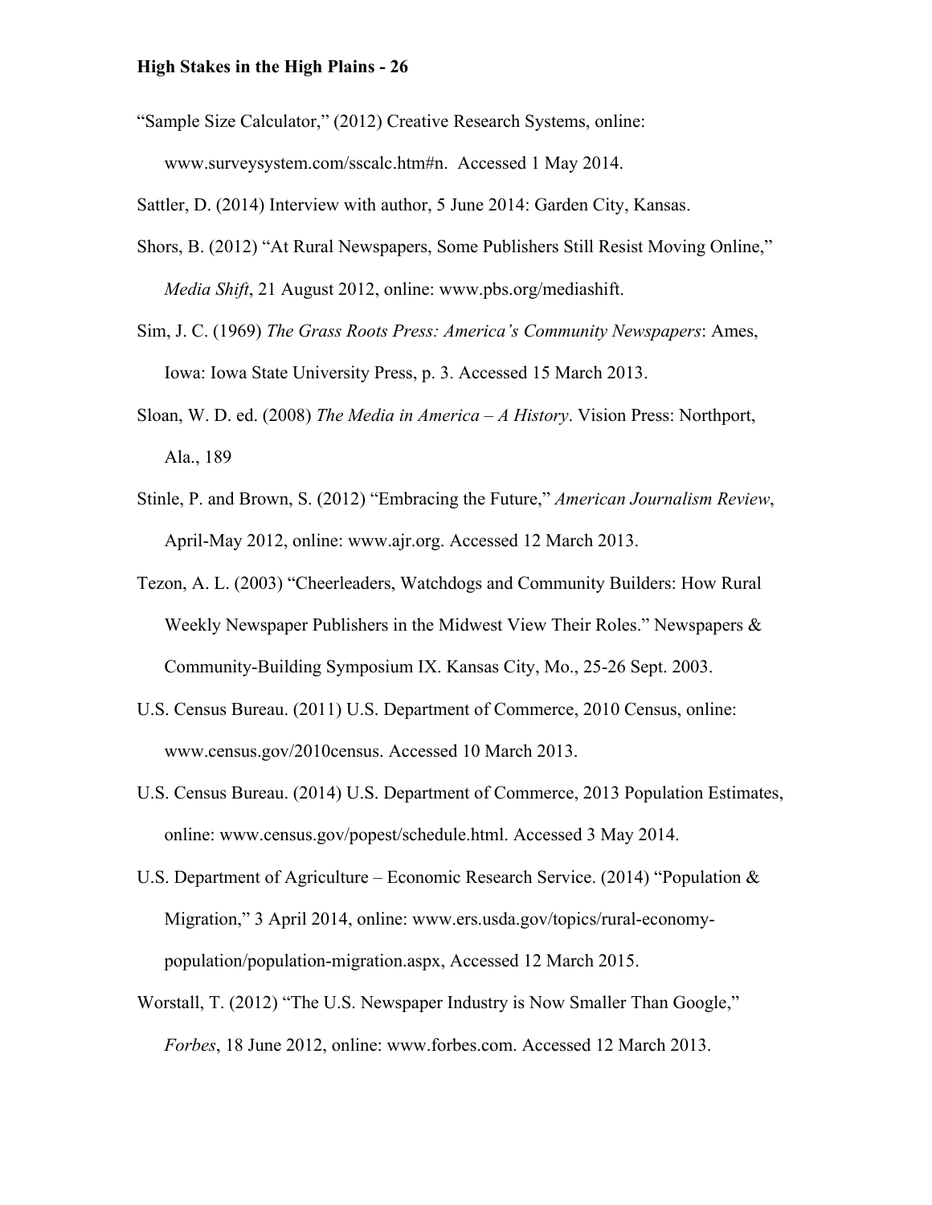"Sample Size Calculator," (2012) Creative Research Systems, online: www.surveysystem.com/sscalc.htm#n. Accessed 1 May 2014.

Sattler, D. (2014) Interview with author, 5 June 2014: Garden City, Kansas.

Shors, B. (2012) "At Rural Newspapers, Some Publishers Still Resist Moving Online," *Media Shift*, 21 August 2012, online: www.pbs.org/mediashift.

Sim, J. C. (1969) *The Grass Roots Press: America's Community Newspapers*: Ames, Iowa: Iowa State University Press, p. 3. Accessed 15 March 2013.

Sloan, W. D. ed. (2008) *The Media in America – A History*. Vision Press: Northport, Ala., 189

Stinle, P. and Brown, S. (2012) "Embracing the Future," *American Journalism Review*, April-May 2012, online: www.ajr.org. Accessed 12 March 2013.

Tezon, A. L. (2003) "Cheerleaders, Watchdogs and Community Builders: How Rural Weekly Newspaper Publishers in the Midwest View Their Roles." Newspapers & Community-Building Symposium IX. Kansas City, Mo., 25-26 Sept. 2003.

U.S. Census Bureau. (2011) U.S. Department of Commerce, 2010 Census, online: www.census.gov/2010census. Accessed 10 March 2013.

U.S. Census Bureau. (2014) U.S. Department of Commerce, 2013 Population Estimates, online: www.census.gov/popest/schedule.html. Accessed 3 May 2014.

U.S. Department of Agriculture – Economic Research Service. (2014) "Population & Migration," 3 April 2014, online: www.ers.usda.gov/topics/rural-economy-population/population-migration.aspx, Accessed 12 March 2015.

Worstall, T. (2012) "The U.S. Newspaper Industry is Now Smaller Than Google," *Forbes*, 18 June 2012, online: www.forbes.com. Accessed 12 March 2013.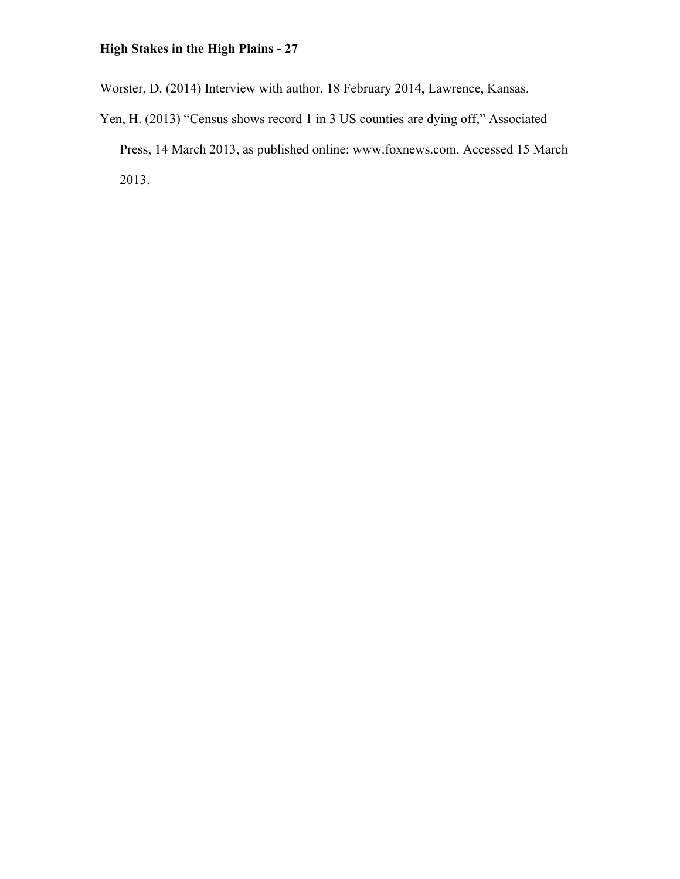Worster, D. (2014) Interview with author. 18 February 2014, Lawrence, Kansas.

Yen, H. (2013) "Census shows record 1 in 3 US counties are dying off," Associated Press, 14 March 2013, as published online: www.foxnews.com. Accessed 15 March 2013.